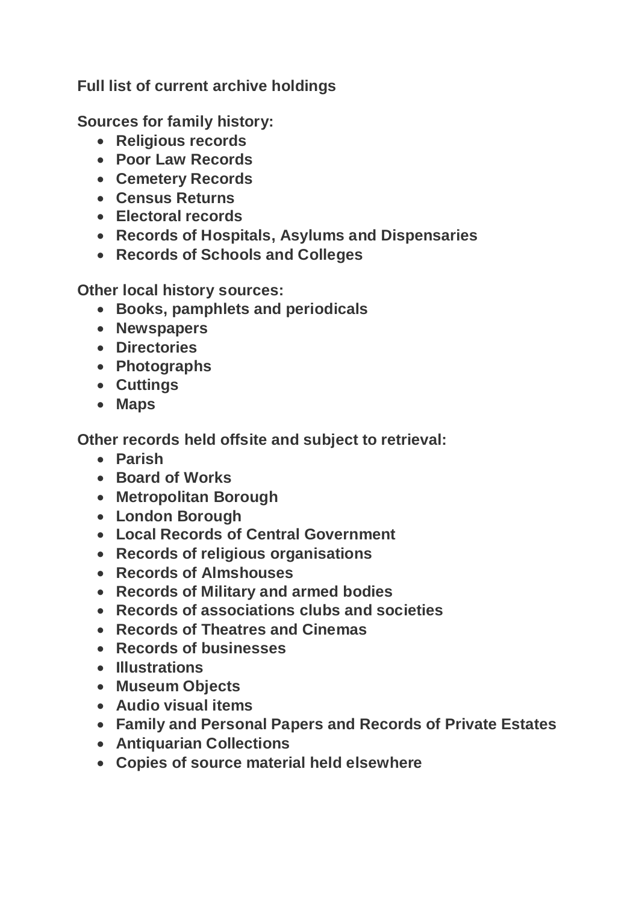**Full list of current archive holdings**

**Sources for family history:**

- **Religious records**
- **Poor Law Records**
- **Cemetery Records**
- **Census Returns**
- **Electoral records**
- **Records of Hospitals, Asylums and Dispensaries**
- **Records of Schools and Colleges**

**Other local history sources:**

- **Books, pamphlets and periodicals**
- **Newspapers**
- **Directories**
- **Photographs**
- **Cuttings**
- **Maps**

**Other records held offsite and subject to retrieval:**

- **Parish**
- **Board of Works**
- **Metropolitan Borough**
- **London Borough**
- **Local Records of Central Government**
- **Records of religious organisations**
- **Records of Almshouses**
- **Records of Military and armed bodies**
- **Records of associations clubs and societies**
- **Records of Theatres and Cinemas**
- **Records of businesses**
- **Illustrations**
- **Museum Objects**
- **Audio visual items**
- **Family and Personal Papers and Records of Private Estates**
- **Antiquarian Collections**
- **Copies of source material held elsewhere**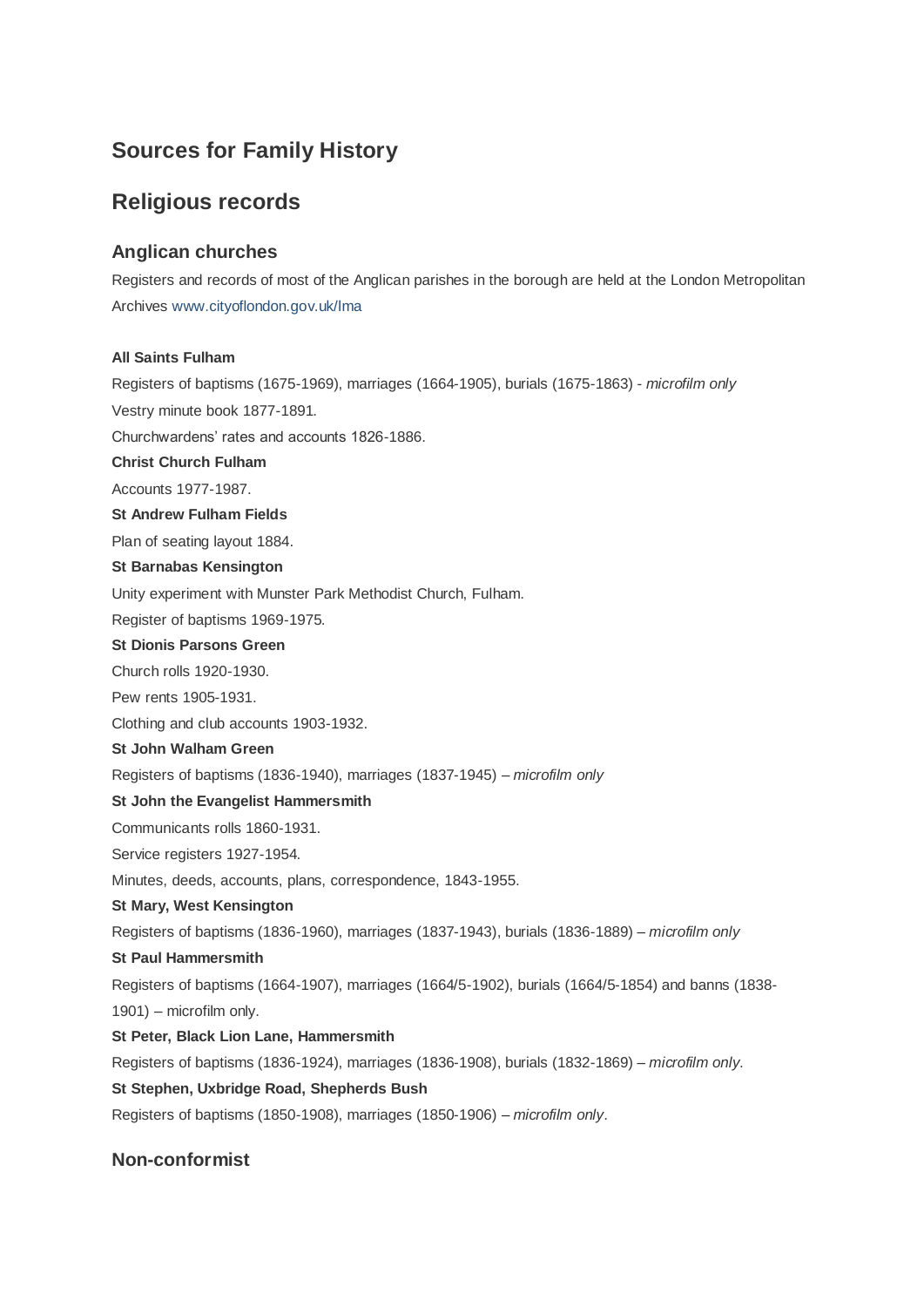# Sources for Family History

## Religious records

### Anglican churches

Registers and records of most of the Anglican parishes in the borough are held at the London Metropolitan Archives www.cityoflondon.gov.uk/lma

**All Saints Fulham**

Registers of baptisms (1675-1969), marriages (1664-1905), burials (1675-1863) - *microfilm only*

Vestry minute book 1877-1891.

Churchwardens' rates and accounts 1826-1886.

**Christ Church Fulham**

Accounts 1977-1987.

**St Andrew Fulham Fields**

Plan of seating layout 1884.

**St Barnabas Kensington**

Unity experiment with Munster Park Methodist Church, Fulham.

Register of baptisms 1969-1975.

**St Dionis Parsons Green**

Church rolls 1920-1930.

Pew rents 1905-1931.

Clothing and club accounts 1903-1932.

**St John Walham Green**

Registers of baptisms (1836-1940), marriages (1837-1945) – *microfilm only*

**St John the Evangelist Hammersmith**

Communicants rolls 1860-1931.

Service registers 1927-1954.

Minutes, deeds, accounts, plans, correspondence, 1843-1955.

**St Mary, West Kensington**

Registers of baptisms (1836-1960), marriages (1837-1943), burials (1836-1889) – *microfilm only*

**St Paul Hammersmith**

Registers of baptisms (1664-1907), marriages (1664/5-1902), burials (1664/5-1854) and banns (1838-1901) – microfilm only.

**St Peter, Black Lion Lane, Hammersmith**

Registers of baptisms (1836-1924), marriages (1836-1908), burials (1832-1869) – *microfilm only*.

**St Stephen, Uxbridge Road, Shepherds Bush**

Registers of baptisms (1850-1908), marriages (1850-1906) – *microfilm only*.

### Non-conformist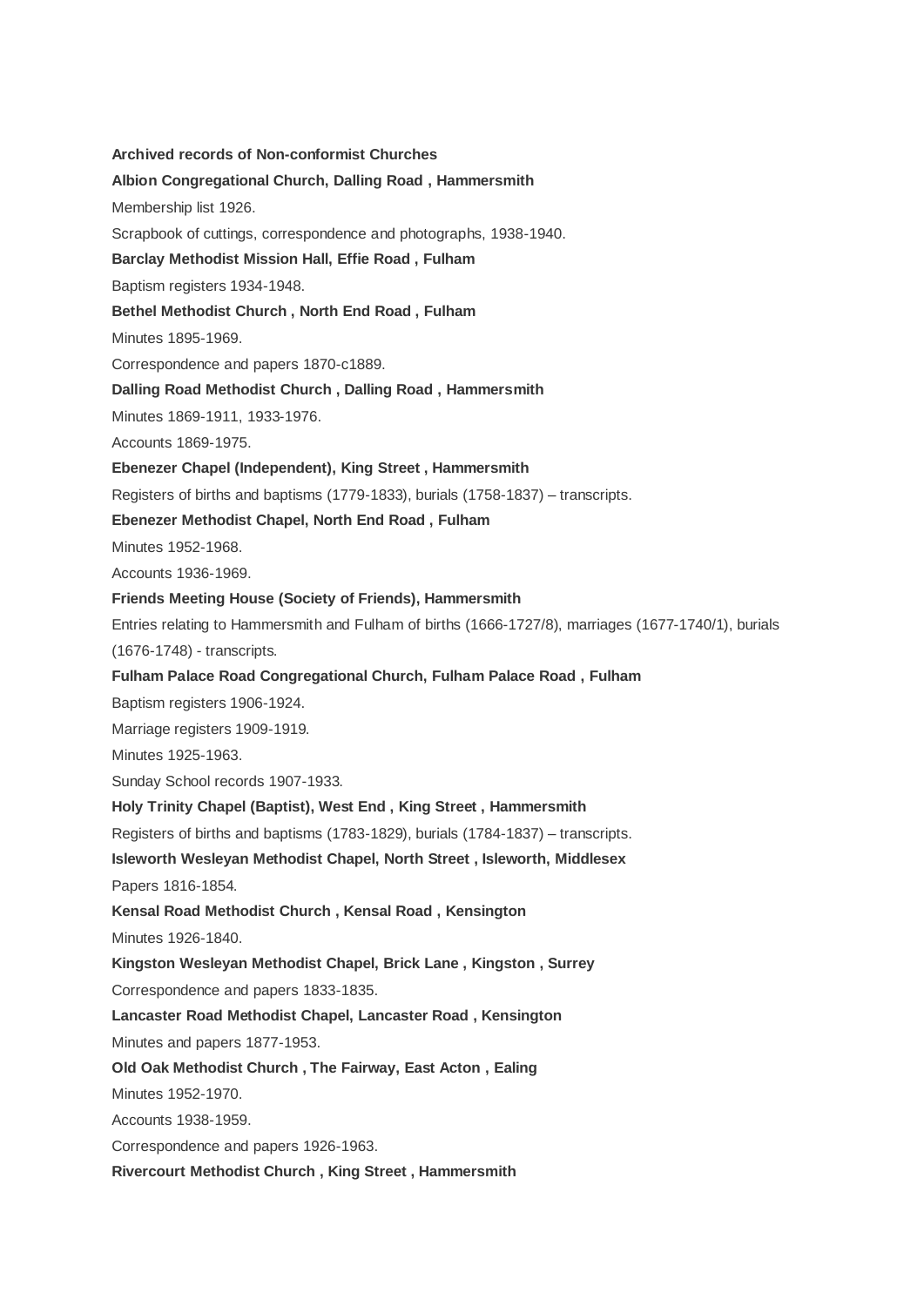**Archived records of Non-conformist Churches**

**Albion Congregational Church, Dalling Road , Hammersmith**

Membership list 1926.

Scrapbook of cuttings, correspondence and photographs, 1938-1940.

**Barclay Methodist Mission Hall, Effie Road , Fulham**

Baptism registers 1934-1948.

**Bethel Methodist Church , North End Road , Fulham**

Minutes 1895-1969.

Correspondence and papers 1870-c1889.

**Dalling Road Methodist Church , Dalling Road , Hammersmith**

Minutes 1869-1911, 1933-1976.

Accounts 1869-1975.

**Ebenezer Chapel (Independent), King Street , Hammersmith**

Registers of births and baptisms (1779-1833), burials (1758-1837) – transcripts.

**Ebenezer Methodist Chapel, North End Road , Fulham**

Minutes 1952-1968.

Accounts 1936-1969.

**Friends Meeting House (Society of Friends), Hammersmith**

Entries relating to Hammersmith and Fulham of births (1666-1727/8), marriages (1677-1740/1), burials (1676-1748) - transcripts.

**Fulham Palace Road Congregational Church, Fulham Palace Road , Fulham**

Baptism registers 1906-1924.

Marriage registers 1909-1919.

Minutes 1925-1963.

Sunday School records 1907-1933.

**Holy Trinity Chapel (Baptist), West End , King Street , Hammersmith**

Registers of births and baptisms (1783-1829), burials (1784-1837) – transcripts.

**Isleworth Wesleyan Methodist Chapel, North Street , Isleworth, Middlesex**

Papers 1816-1854.

**Kensal Road Methodist Church , Kensal Road , Kensington**

Minutes 1926-1840.

**Kingston Wesleyan Methodist Chapel, Brick Lane , Kingston , Surrey**

Correspondence and papers 1833-1835.

**Lancaster Road Methodist Chapel, Lancaster Road , Kensington**

Minutes and papers 1877-1953.

**Old Oak Methodist Church , The Fairway, East Acton , Ealing**

Minutes 1952-1970.

Accounts 1938-1959.

Correspondence and papers 1926-1963.

**Rivercourt Methodist Church , King Street , Hammersmith**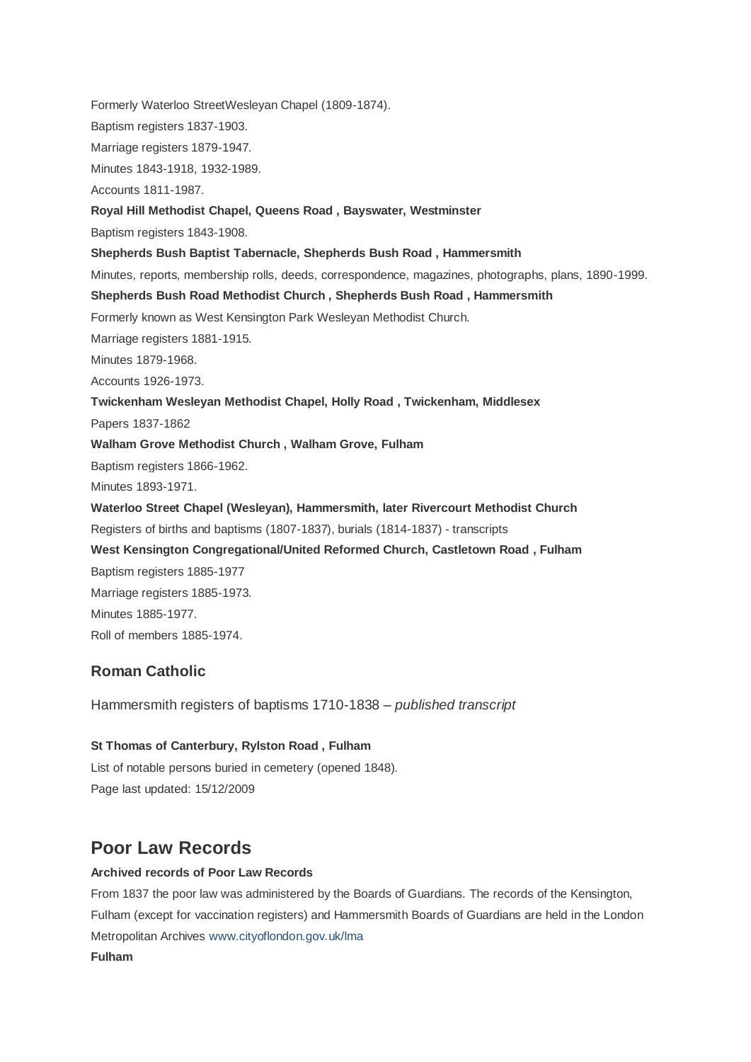Formerly Waterloo StreetWesleyan Chapel (1809-1874).

Baptism registers 1837-1903.

Marriage registers 1879-1947.

Minutes 1843-1918, 1932-1989.

Accounts 1811-1987.

**Royal Hill Methodist Chapel, Queens Road , Bayswater, Westminster**

Baptism registers 1843-1908.

**Shepherds Bush Baptist Tabernacle, Shepherds Bush Road , Hammersmith**

Minutes, reports, membership rolls, deeds, correspondence, magazines, photographs, plans, 1890-1999.

**Shepherds Bush Road Methodist Church , Shepherds Bush Road , Hammersmith**

Formerly known as West Kensington Park Wesleyan Methodist Church.

Marriage registers 1881-1915.

Minutes 1879-1968.

Accounts 1926-1973.

**Twickenham Wesleyan Methodist Chapel, Holly Road , Twickenham, Middlesex**

Papers 1837-1862

**Walham Grove Methodist Church , Walham Grove, Fulham**

Baptism registers 1866-1962.

Minutes 1893-1971.

**Waterloo Street Chapel (Wesleyan), Hammersmith, later Rivercourt Methodist Church**

Registers of births and baptisms (1807-1837), burials (1814-1837) - transcripts

**West Kensington Congregational/United Reformed Church, Castletown Road , Fulham**

Baptism registers 1885-1977

Marriage registers 1885-1973.

Minutes 1885-1977.

Roll of members 1885-1974.

### Roman Catholic

Hammersmith registers of baptisms 1710-1838 – *published transcript*

**St Thomas of Canterbury, Rylston Road , Fulham**

List of notable persons buried in cemetery (opened 1848).

Page last updated: 15/12/2009

## Poor Law Records

**Archived records of Poor Law Records**

From 1837 the poor law was administered by the Boards of Guardians. The records of the Kensington, Fulham (except for vaccination registers) and Hammersmith Boards of Guardians are held in the London Metropolitan Archives www.cityoflondon.gov.uk/lma

**Fulham**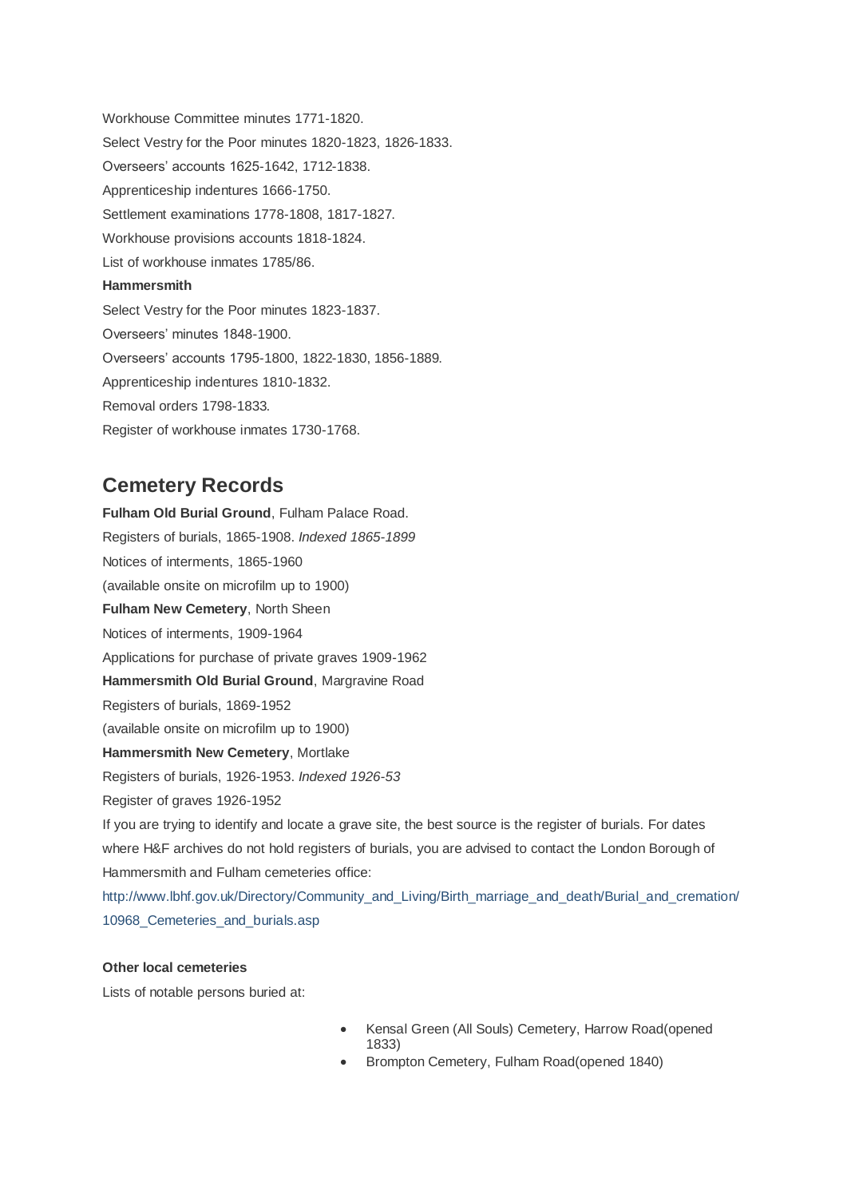Workhouse Committee minutes 1771-1820.

Select Vestry for the Poor minutes 1820-1823, 1826-1833.

Overseers' accounts 1625-1642, 1712-1838.

Apprenticeship indentures 1666-1750.

Settlement examinations 1778-1808, 1817-1827.

Workhouse provisions accounts 1818-1824.

List of workhouse inmates 1785/86.

**Hammersmith**

Select Vestry for the Poor minutes 1823-1837.

Overseers' minutes 1848-1900.

Overseers' accounts 1795-1800, 1822-1830, 1856-1889.

Apprenticeship indentures 1810-1832.

Removal orders 1798-1833.

Register of workhouse inmates 1730-1768.

## Cemetery Records

**Fulham Old Burial Ground**, Fulham Palace Road.

Registers of burials, 1865-1908. *Indexed 1865-1899*

Notices of interments, 1865-1960

(available onsite on microfilm up to 1900)

**Fulham New Cemetery**, North Sheen

Notices of interments, 1909-1964

Applications for purchase of private graves 1909-1962

**Hammersmith Old Burial Ground**, Margravine Road

Registers of burials, 1869-1952

(available onsite on microfilm up to 1900)

**Hammersmith New Cemetery**, Mortlake

Registers of burials, 1926-1953. *Indexed 1926-53*

Register of graves 1926-1952

If you are trying to identify and locate a grave site, the best source is the register of burials. For dates where H&F archives do not hold registers of burials, you are advised to contact the London Borough of Hammersmith and Fulham cemeteries office:

http://www.lbhf.gov.uk/Directory/Community_and_Living/Birth_marriage_and_death/Burial_and_cremation/10968_Cemeteries_and_burials.asp

**Other local cemeteries**

Lists of notable persons buried at:

- Kensal Green (All Souls) Cemetery, Harrow Road(opened 1833)
- Brompton Cemetery, Fulham Road(opened 1840)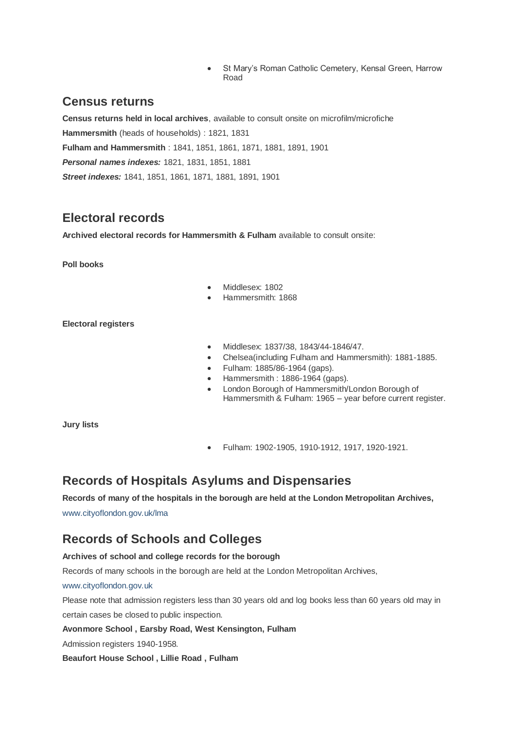- St Mary's Roman Catholic Cemetery, Kensal Green, Harrow Road

## Census returns

**Census returns held in local archives**, available to consult onsite on microfilm/microfiche

**Hammersmith** (heads of households) : 1821, 1831

**Fulham and Hammersmith** : 1841, 1851, 1861, 1871, 1881, 1891, 1901

***Personal names indexes:*** 1821, 1831, 1851, 1881

***Street indexes:*** 1841, 1851, 1861, 1871, 1881, 1891, 1901

## Electoral records

**Archived electoral records for Hammersmith & Fulham** available to consult onsite:

**Poll books**

- Middlesex: 1802
- Hammersmith: 1868

**Electoral registers**

- Middlesex: 1837/38, 1843/44-1846/47.
- Chelsea(including Fulham and Hammersmith): 1881-1885.
- Fulham: 1885/86-1964 (gaps).
- Hammersmith : 1886-1964 (gaps).
- London Borough of Hammersmith/London Borough of Hammersmith & Fulham: 1965 – year before current register.

**Jury lists**

- Fulham: 1902-1905, 1910-1912, 1917, 1920-1921.

## Records of Hospitals Asylums and Dispensaries

**Records of many of the hospitals in the borough are held at the London Metropolitan Archives,**

www.cityoflondon.gov.uk/lma

## Records of Schools and Colleges

**Archives of school and college records for the borough**

Records of many schools in the borough are held at the London Metropolitan Archives,

www.cityoflondon.gov.uk

Please note that admission registers less than 30 years old and log books less than 60 years old may in certain cases be closed to public inspection.

**Avonmore School , Earsby Road, West Kensington, Fulham**

Admission registers 1940-1958.

**Beaufort House School , Lillie Road , Fulham**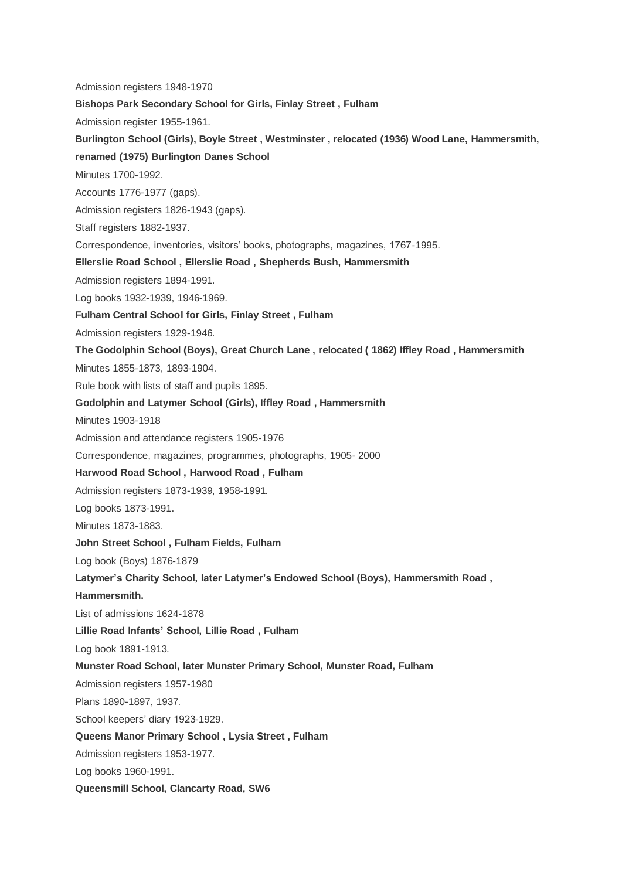Admission registers 1948-1970

**Bishops Park Secondary School for Girls, Finlay Street , Fulham**

Admission register 1955-1961.

**Burlington School (Girls), Boyle Street , Westminster , relocated (1936) Wood Lane, Hammersmith, renamed (1975) Burlington Danes School**

Minutes 1700-1992.

Accounts 1776-1977 (gaps).

Admission registers 1826-1943 (gaps).

Staff registers 1882-1937.

Correspondence, inventories, visitors' books, photographs, magazines, 1767-1995.

**Ellerslie Road School , Ellerslie Road , Shepherds Bush, Hammersmith**

Admission registers 1894-1991.

Log books 1932-1939, 1946-1969.

**Fulham Central School for Girls, Finlay Street , Fulham**

Admission registers 1929-1946.

**The Godolphin School (Boys), Great Church Lane , relocated ( 1862) Iffley Road , Hammersmith**

Minutes 1855-1873, 1893-1904.

Rule book with lists of staff and pupils 1895.

**Godolphin and Latymer School (Girls), Iffley Road , Hammersmith**

Minutes 1903-1918

Admission and attendance registers 1905-1976

Correspondence, magazines, programmes, photographs, 1905- 2000

**Harwood Road School , Harwood Road , Fulham**

Admission registers 1873-1939, 1958-1991.

Log books 1873-1991.

Minutes 1873-1883.

**John Street School , Fulham Fields, Fulham**

Log book (Boys) 1876-1879

**Latymer's Charity School, later Latymer's Endowed School (Boys), Hammersmith Road , Hammersmith.**

List of admissions 1624-1878

**Lillie Road Infants' School, Lillie Road , Fulham**

Log book 1891-1913.

**Munster Road School, later Munster Primary School, Munster Road, Fulham**

Admission registers 1957-1980

Plans 1890-1897, 1937.

School keepers' diary 1923-1929.

**Queens Manor Primary School , Lysia Street , Fulham**

Admission registers 1953-1977.

Log books 1960-1991.

**Queensmill School, Clancarty Road, SW6**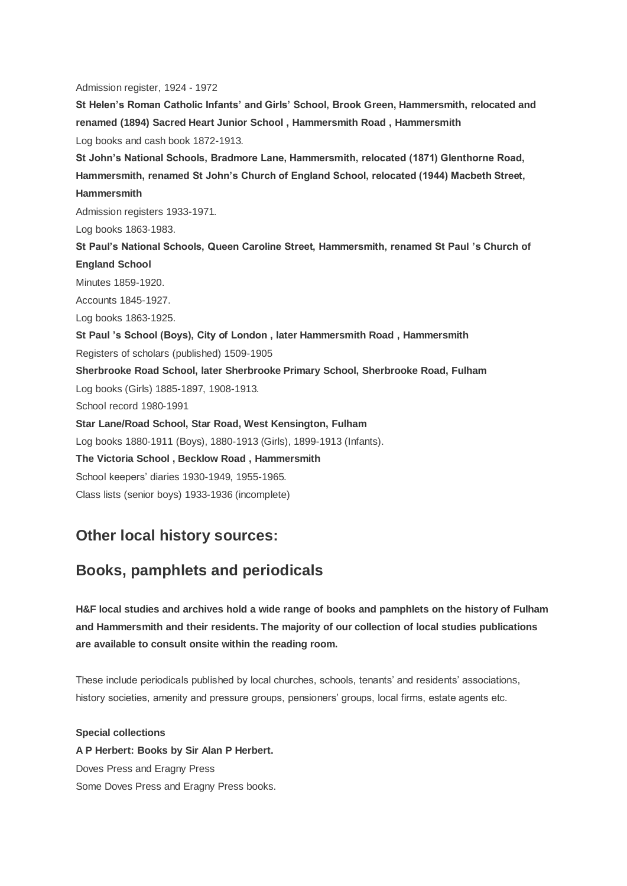Admission register, 1924 - 1972

**St Helen's Roman Catholic Infants' and Girls' School, Brook Green, Hammersmith, relocated and renamed (1894) Sacred Heart Junior School , Hammersmith Road , Hammersmith**

Log books and cash book 1872-1913.

**St John's National Schools, Bradmore Lane, Hammersmith, relocated (1871) Glenthorne Road, Hammersmith, renamed St John's Church of England School, relocated (1944) Macbeth Street, Hammersmith**

Admission registers 1933-1971.

Log books 1863-1983.

**St Paul's National Schools, Queen Caroline Street, Hammersmith, renamed St Paul 's Church of England School**

Minutes 1859-1920.

Accounts 1845-1927.

Log books 1863-1925.

**St Paul 's School (Boys), City of London , later Hammersmith Road , Hammersmith**

Registers of scholars (published) 1509-1905

**Sherbrooke Road School, later Sherbrooke Primary School, Sherbrooke Road, Fulham**

Log books (Girls) 1885-1897, 1908-1913.

School record 1980-1991

**Star Lane/Road School, Star Road, West Kensington, Fulham**

Log books 1880-1911 (Boys), 1880-1913 (Girls), 1899-1913 (Infants).

**The Victoria School , Becklow Road , Hammersmith**

School keepers' diaries 1930-1949, 1955-1965.

Class lists (senior boys) 1933-1936 (incomplete)

## Other local history sources:

## Books, pamphlets and periodicals

**H&F local studies and archives hold a wide range of books and pamphlets on the history of Fulham and Hammersmith and their residents. The majority of our collection of local studies publications are available to consult onsite within the reading room.**

These include periodicals published by local churches, schools, tenants' and residents' associations, history societies, amenity and pressure groups, pensioners' groups, local firms, estate agents etc.

**Special collections**

**A P Herbert: Books by Sir Alan P Herbert.**

Doves Press and Eragny Press

Some Doves Press and Eragny Press books.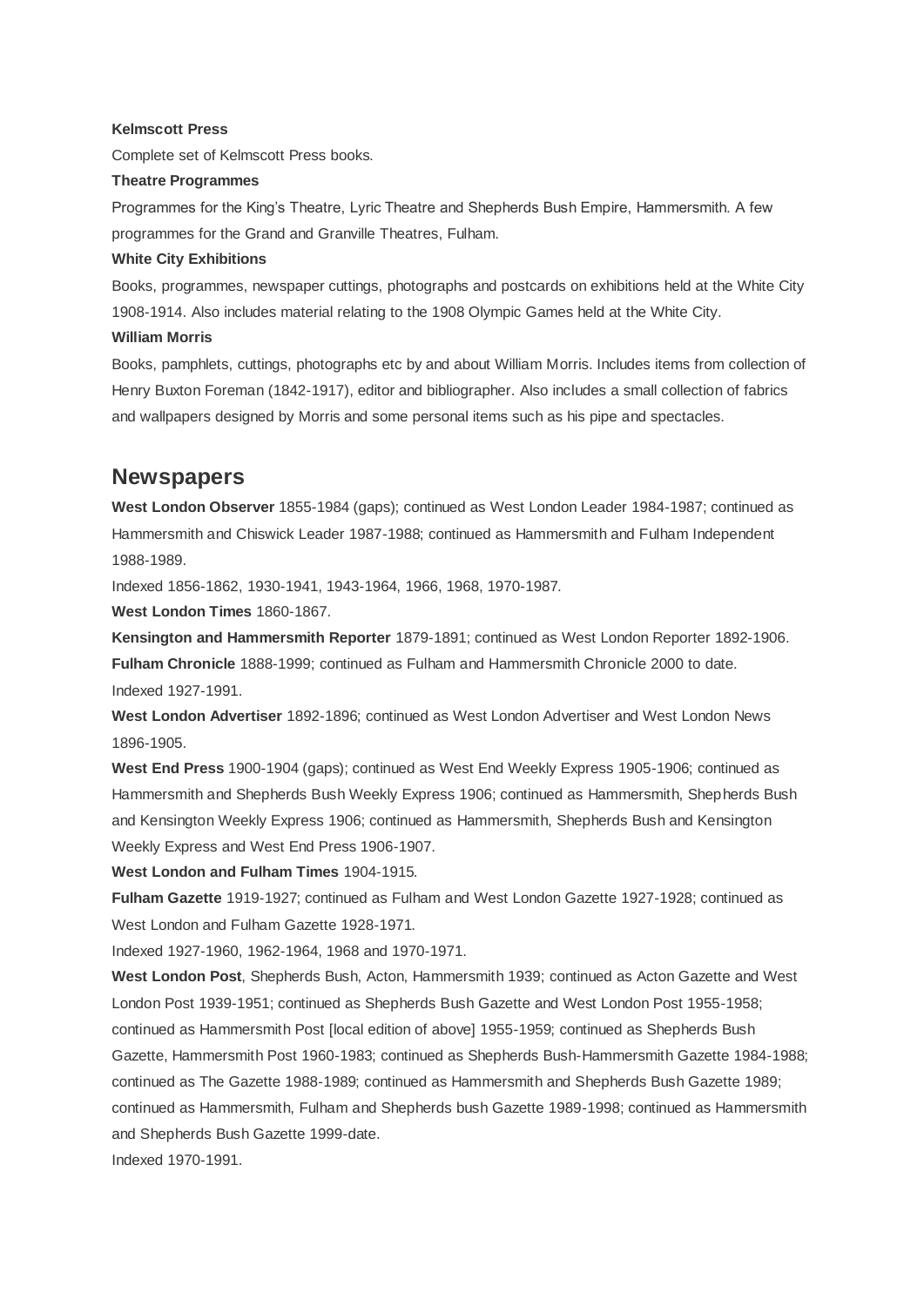**Kelmscott Press**

Complete set of Kelmscott Press books.

**Theatre Programmes**

Programmes for the King's Theatre, Lyric Theatre and Shepherds Bush Empire, Hammersmith. A few programmes for the Grand and Granville Theatres, Fulham.

**White City Exhibitions**

Books, programmes, newspaper cuttings, photographs and postcards on exhibitions held at the White City 1908-1914. Also includes material relating to the 1908 Olympic Games held at the White City.

**William Morris**

Books, pamphlets, cuttings, photographs etc by and about William Morris. Includes items from collection of Henry Buxton Foreman (1842-1917), editor and bibliographer. Also includes a small collection of fabrics and wallpapers designed by Morris and some personal items such as his pipe and spectacles.

## Newspapers

**West London Observer** 1855-1984 (gaps); continued as West London Leader 1984-1987; continued as Hammersmith and Chiswick Leader 1987-1988; continued as Hammersmith and Fulham Independent 1988-1989.

Indexed 1856-1862, 1930-1941, 1943-1964, 1966, 1968, 1970-1987.

**West London Times** 1860-1867.

**Kensington and Hammersmith Reporter** 1879-1891; continued as West London Reporter 1892-1906.

**Fulham Chronicle** 1888-1999; continued as Fulham and Hammersmith Chronicle 2000 to date.

Indexed 1927-1991.

**West London Advertiser** 1892-1896; continued as West London Advertiser and West London News 1896-1905.

**West End Press** 1900-1904 (gaps); continued as West End Weekly Express 1905-1906; continued as Hammersmith and Shepherds Bush Weekly Express 1906; continued as Hammersmith, Shepherds Bush and Kensington Weekly Express 1906; continued as Hammersmith, Shepherds Bush and Kensington Weekly Express and West End Press 1906-1907.

**West London and Fulham Times** 1904-1915.

**Fulham Gazette** 1919-1927; continued as Fulham and West London Gazette 1927-1928; continued as West London and Fulham Gazette 1928-1971.

Indexed 1927-1960, 1962-1964, 1968 and 1970-1971.

**West London Post**, Shepherds Bush, Acton, Hammersmith 1939; continued as Acton Gazette and West London Post 1939-1951; continued as Shepherds Bush Gazette and West London Post 1955-1958; continued as Hammersmith Post [local edition of above] 1955-1959; continued as Shepherds Bush Gazette, Hammersmith Post 1960-1983; continued as Shepherds Bush-Hammersmith Gazette 1984-1988; continued as The Gazette 1988-1989; continued as Hammersmith and Shepherds Bush Gazette 1989; continued as Hammersmith, Fulham and Shepherds bush Gazette 1989-1998; continued as Hammersmith and Shepherds Bush Gazette 1999-date.

Indexed 1970-1991.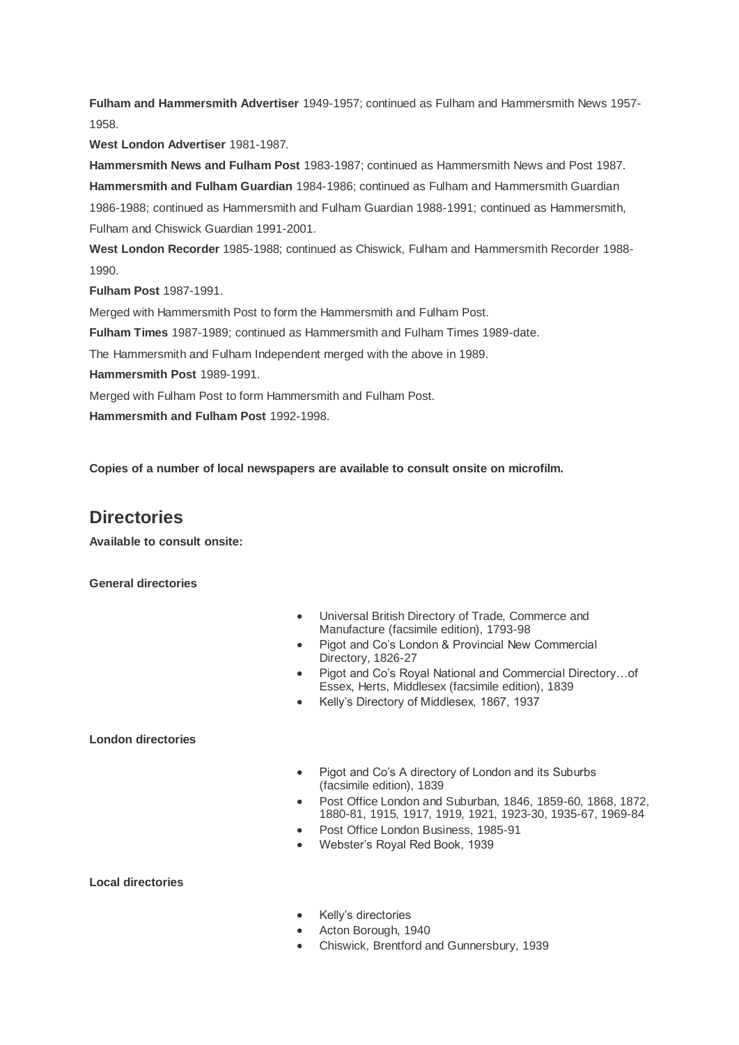**Fulham and Hammersmith Advertiser** 1949-1957; continued as Fulham and Hammersmith News 1957-1958.

**West London Advertiser** 1981-1987.

**Hammersmith News and Fulham Post** 1983-1987; continued as Hammersmith News and Post 1987.

**Hammersmith and Fulham Guardian** 1984-1986; continued as Fulham and Hammersmith Guardian 1986-1988; continued as Hammersmith and Fulham Guardian 1988-1991; continued as Hammersmith, Fulham and Chiswick Guardian 1991-2001.

**West London Recorder** 1985-1988; continued as Chiswick, Fulham and Hammersmith Recorder 1988-1990.

**Fulham Post** 1987-1991.

Merged with Hammersmith Post to form the Hammersmith and Fulham Post.

**Fulham Times** 1987-1989; continued as Hammersmith and Fulham Times 1989-date.

The Hammersmith and Fulham Independent merged with the above in 1989.

**Hammersmith Post** 1989-1991.

Merged with Fulham Post to form Hammersmith and Fulham Post.

**Hammersmith and Fulham Post** 1992-1998.

**Copies of a number of local newspapers are available to consult onsite on microfilm.**

## Directories

**Available to consult onsite:**

**General directories**

- Universal British Directory of Trade, Commerce and Manufacture (facsimile edition), 1793-98
- Pigot and Co's London & Provincial New Commercial Directory, 1826-27
- Pigot and Co's Royal National and Commercial Directory…of Essex, Herts, Middlesex (facsimile edition), 1839
- Kelly's Directory of Middlesex, 1867, 1937

**London directories**

- Pigot and Co's A directory of London and its Suburbs (facsimile edition), 1839
- Post Office London and Suburban, 1846, 1859-60, 1868, 1872, 1880-81, 1915, 1917, 1919, 1921, 1923-30, 1935-67, 1969-84
- Post Office London Business, 1985-91
- Webster's Royal Red Book, 1939

**Local directories**

- Kelly's directories
- Acton Borough, 1940
- Chiswick, Brentford and Gunnersbury, 1939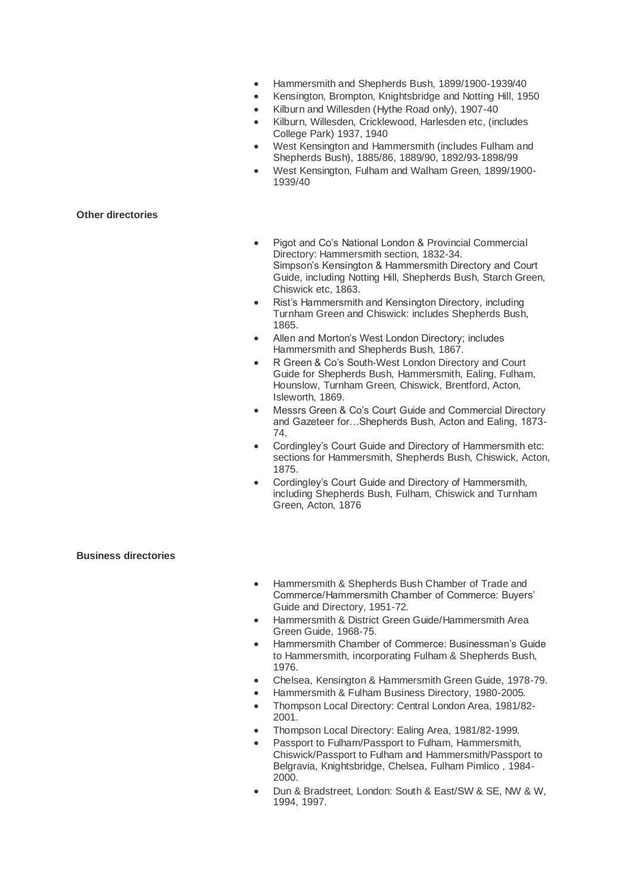- Hammersmith and Shepherds Bush, 1899/1900-1939/40
- Kensington, Brompton, Knightsbridge and Notting Hill, 1950
- Kilburn and Willesden (Hythe Road only), 1907-40
- Kilburn, Willesden, Cricklewood, Harlesden etc, (includes College Park) 1937, 1940
- West Kensington and Hammersmith (includes Fulham and Shepherds Bush), 1885/86, 1889/90, 1892/93-1898/99
- West Kensington, Fulham and Walham Green, 1899/1900-1939/40

**Other directories**

- Pigot and Co's National London & Provincial Commercial Directory: Hammersmith section, 1832-34.
  Simpson's Kensington & Hammersmith Directory and Court Guide, including Notting Hill, Shepherds Bush, Starch Green, Chiswick etc, 1863.
- Rist's Hammersmith and Kensington Directory, including Turnham Green and Chiswick: includes Shepherds Bush, 1865.
- Allen and Morton's West London Directory; includes Hammersmith and Shepherds Bush, 1867.
- R Green & Co's South-West London Directory and Court Guide for Shepherds Bush, Hammersmith, Ealing, Fulham, Hounslow, Turnham Green, Chiswick, Brentford, Acton, Isleworth, 1869.
- Messrs Green & Co's Court Guide and Commercial Directory and Gazeteer for…Shepherds Bush, Acton and Ealing, 1873-74.
- Cordingley's Court Guide and Directory of Hammersmith etc: sections for Hammersmith, Shepherds Bush, Chiswick, Acton, 1875.
- Cordingley's Court Guide and Directory of Hammersmith, including Shepherds Bush, Fulham, Chiswick and Turnham Green, Acton, 1876

**Business directories**

- Hammersmith & Shepherds Bush Chamber of Trade and Commerce/Hammersmith Chamber of Commerce: Buyers' Guide and Directory, 1951-72.
- Hammersmith & District Green Guide/Hammersmith Area Green Guide, 1968-75.
- Hammersmith Chamber of Commerce: Businessman's Guide to Hammersmith, incorporating Fulham & Shepherds Bush, 1976.
- Chelsea, Kensington & Hammersmith Green Guide, 1978-79.
- Hammersmith & Fulham Business Directory, 1980-2005.
- Thompson Local Directory: Central London Area, 1981/82-2001.
- Thompson Local Directory: Ealing Area, 1981/82-1999.
- Passport to Fulham/Passport to Fulham, Hammersmith, Chiswick/Passport to Fulham and Hammersmith/Passport to Belgravia, Knightsbridge, Chelsea, Fulham Pimlico , 1984-2000.
- Dun & Bradstreet, London: South & East/SW & SE, NW & W, 1994, 1997.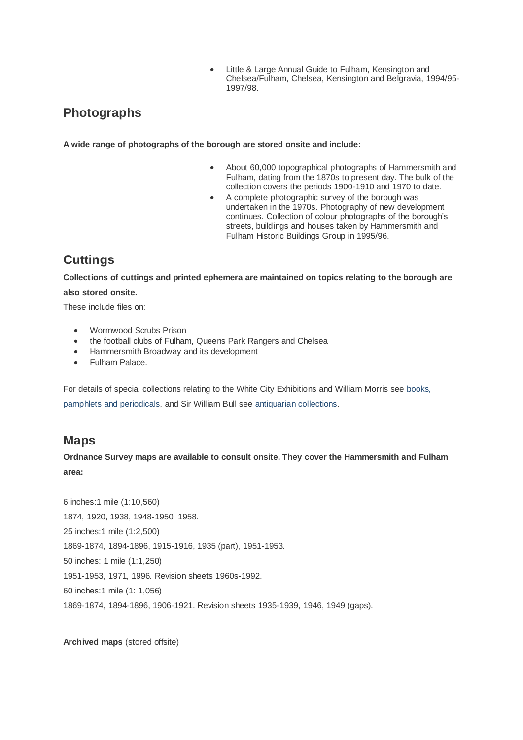- Little & Large Annual Guide to Fulham, Kensington and Chelsea/Fulham, Chelsea, Kensington and Belgravia, 1994/95-1997/98.

## Photographs

**A wide range of photographs of the borough are stored onsite and include:**

- About 60,000 topographical photographs of Hammersmith and Fulham, dating from the 1870s to present day. The bulk of the collection covers the periods 1900-1910 and 1970 to date.
- A complete photographic survey of the borough was undertaken in the 1970s. Photography of new development continues. Collection of colour photographs of the borough's streets, buildings and houses taken by Hammersmith and Fulham Historic Buildings Group in 1995/96.

## Cuttings

**Collections of cuttings and printed ephemera are maintained on topics relating to the borough are also stored onsite.**

These include files on:

- Wormwood Scrubs Prison
- the football clubs of Fulham, Queens Park Rangers and Chelsea
- Hammersmith Broadway and its development
- Fulham Palace.

For details of special collections relating to the White City Exhibitions and William Morris see books, pamphlets and periodicals, and Sir William Bull see antiquarian collections.

## Maps

**Ordnance Survey maps are available to consult onsite. They cover the Hammersmith and Fulham area:**

6 inches:1 mile (1:10,560)

1874, 1920, 1938, 1948-1950, 1958.

25 inches:1 mile (1:2,500)

1869-1874, 1894-1896, 1915-1916, 1935 (part), 1951-1953.

50 inches: 1 mile (1:1,250)

1951-1953, 1971, 1996. Revision sheets 1960s-1992.

60 inches:1 mile (1: 1,056)

1869-1874, 1894-1896, 1906-1921. Revision sheets 1935-1939, 1946, 1949 (gaps).

**Archived maps** (stored offsite)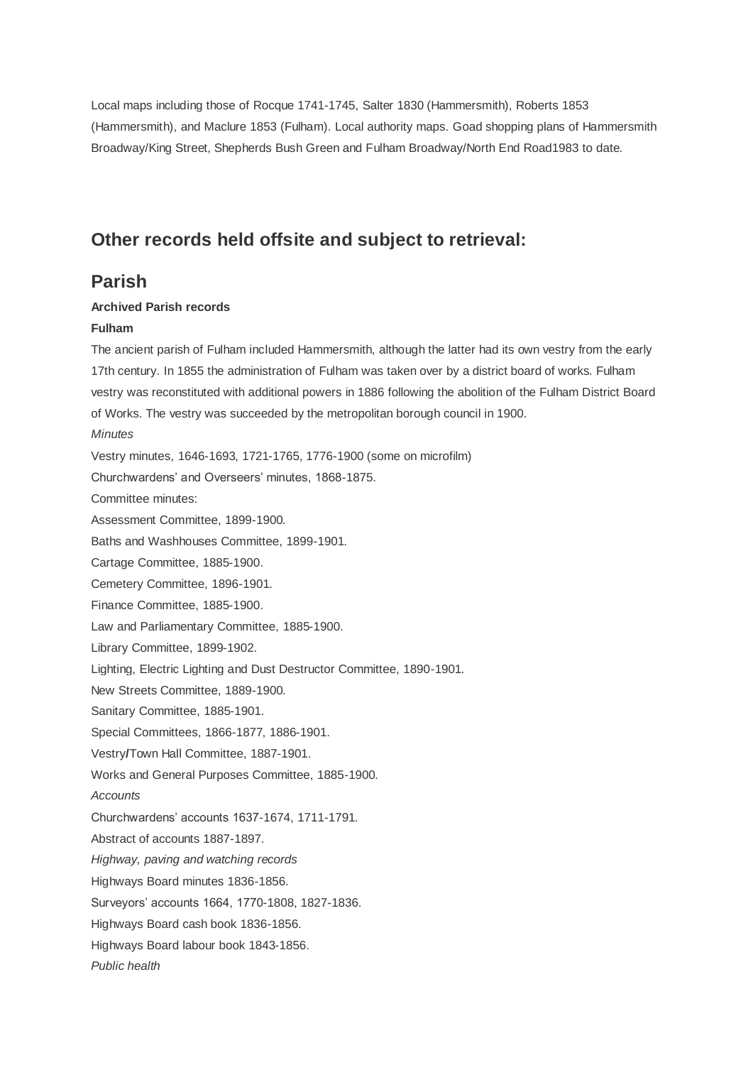Local maps including those of Rocque 1741-1745, Salter 1830 (Hammersmith), Roberts 1853 (Hammersmith), and Maclure 1853 (Fulham). Local authority maps. Goad shopping plans of Hammersmith Broadway/King Street, Shepherds Bush Green and Fulham Broadway/North End Road1983 to date.

## Other records held offsite and subject to retrieval:

## Parish

**Archived Parish records**

**Fulham**

The ancient parish of Fulham included Hammersmith, although the latter had its own vestry from the early 17th century. In 1855 the administration of Fulham was taken over by a district board of works. Fulham vestry was reconstituted with additional powers in 1886 following the abolition of the Fulham District Board of Works. The vestry was succeeded by the metropolitan borough council in 1900.

*Minutes*

Vestry minutes, 1646-1693, 1721-1765, 1776-1900 (some on microfilm)

Churchwardens' and Overseers' minutes, 1868-1875.

Committee minutes:

Assessment Committee, 1899-1900.

Baths and Washhouses Committee, 1899-1901.

Cartage Committee, 1885-1900.

Cemetery Committee, 1896-1901.

Finance Committee, 1885-1900.

Law and Parliamentary Committee, 1885-1900.

Library Committee, 1899-1902.

Lighting, Electric Lighting and Dust Destructor Committee, 1890-1901.

New Streets Committee, 1889-1900.

Sanitary Committee, 1885-1901.

Special Committees, 1866-1877, 1886-1901.

Vestry/Town Hall Committee, 1887-1901.

Works and General Purposes Committee, 1885-1900.

*Accounts*

Churchwardens' accounts 1637-1674, 1711-1791.

Abstract of accounts 1887-1897.

*Highway, paving and watching records*

Highways Board minutes 1836-1856.

Surveyors' accounts 1664, 1770-1808, 1827-1836.

Highways Board cash book 1836-1856.

Highways Board labour book 1843-1856.

*Public health*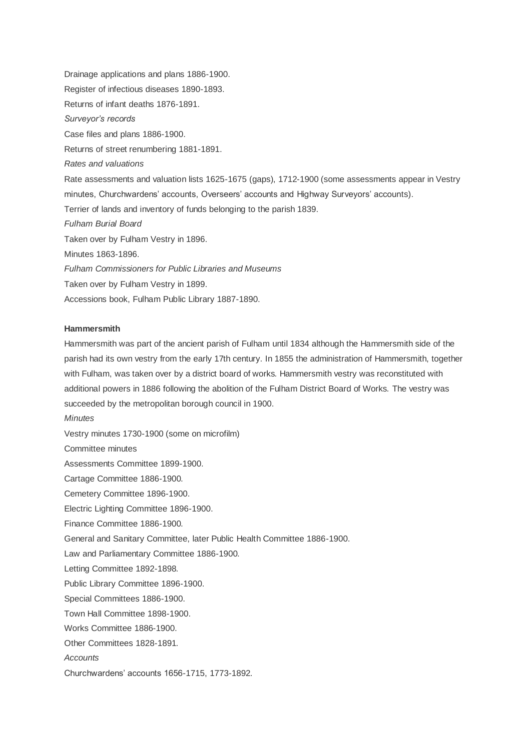Drainage applications and plans 1886-1900.

Register of infectious diseases 1890-1893.

Returns of infant deaths 1876-1891.

*Surveyor's records*

Case files and plans 1886-1900.

Returns of street renumbering 1881-1891.

*Rates and valuations*

Rate assessments and valuation lists 1625-1675 (gaps), 1712-1900 (some assessments appear in Vestry minutes, Churchwardens' accounts, Overseers' accounts and Highway Surveyors' accounts).

Terrier of lands and inventory of funds belonging to the parish 1839.

*Fulham Burial Board*

Taken over by Fulham Vestry in 1896.

Minutes 1863-1896.

*Fulham Commissioners for Public Libraries and Museums*

Taken over by Fulham Vestry in 1899.

Accessions book, Fulham Public Library 1887-1890.

**Hammersmith**

Hammersmith was part of the ancient parish of Fulham until 1834 although the Hammersmith side of the parish had its own vestry from the early 17th century. In 1855 the administration of Hammersmith, together with Fulham, was taken over by a district board of works. Hammersmith vestry was reconstituted with additional powers in 1886 following the abolition of the Fulham District Board of Works. The vestry was succeeded by the metropolitan borough council in 1900.

*Minutes*

Vestry minutes 1730-1900 (some on microfilm)

Committee minutes

Assessments Committee 1899-1900.

Cartage Committee 1886-1900.

Cemetery Committee 1896-1900.

Electric Lighting Committee 1896-1900.

Finance Committee 1886-1900.

General and Sanitary Committee, later Public Health Committee 1886-1900.

Law and Parliamentary Committee 1886-1900.

Letting Committee 1892-1898.

Public Library Committee 1896-1900.

Special Committees 1886-1900.

Town Hall Committee 1898-1900.

Works Committee 1886-1900.

Other Committees 1828-1891.

*Accounts*

Churchwardens' accounts 1656-1715, 1773-1892.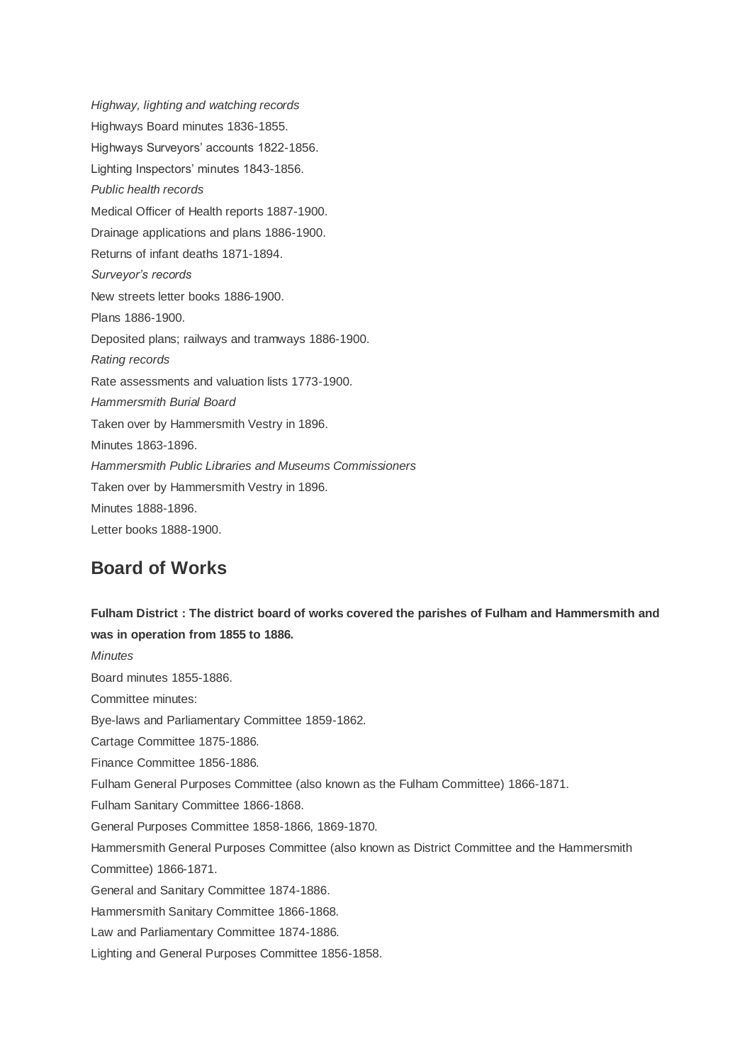*Highway, lighting and watching records*

Highways Board minutes 1836-1855.

Highways Surveyors' accounts 1822-1856.

Lighting Inspectors' minutes 1843-1856.

*Public health records*

Medical Officer of Health reports 1887-1900.

Drainage applications and plans 1886-1900.

Returns of infant deaths 1871-1894.

*Surveyor's records*

New streets letter books 1886-1900.

Plans 1886-1900.

Deposited plans; railways and tramways 1886-1900.

*Rating records*

Rate assessments and valuation lists 1773-1900.

*Hammersmith Burial Board*

Taken over by Hammersmith Vestry in 1896.

Minutes 1863-1896.

*Hammersmith Public Libraries and Museums Commissioners*

Taken over by Hammersmith Vestry in 1896.

Minutes 1888-1896.

Letter books 1888-1900.

## Board of Works

**Fulham District : The district board of works covered the parishes of Fulham and Hammersmith and was in operation from 1855 to 1886.**

*Minutes*

Board minutes 1855-1886.

Committee minutes:

Bye-laws and Parliamentary Committee 1859-1862.

Cartage Committee 1875-1886.

Finance Committee 1856-1886.

Fulham General Purposes Committee (also known as the Fulham Committee) 1866-1871.

Fulham Sanitary Committee 1866-1868.

General Purposes Committee 1858-1866, 1869-1870.

Hammersmith General Purposes Committee (also known as District Committee and the Hammersmith Committee) 1866-1871.

General and Sanitary Committee 1874-1886.

Hammersmith Sanitary Committee 1866-1868.

Law and Parliamentary Committee 1874-1886.

Lighting and General Purposes Committee 1856-1858.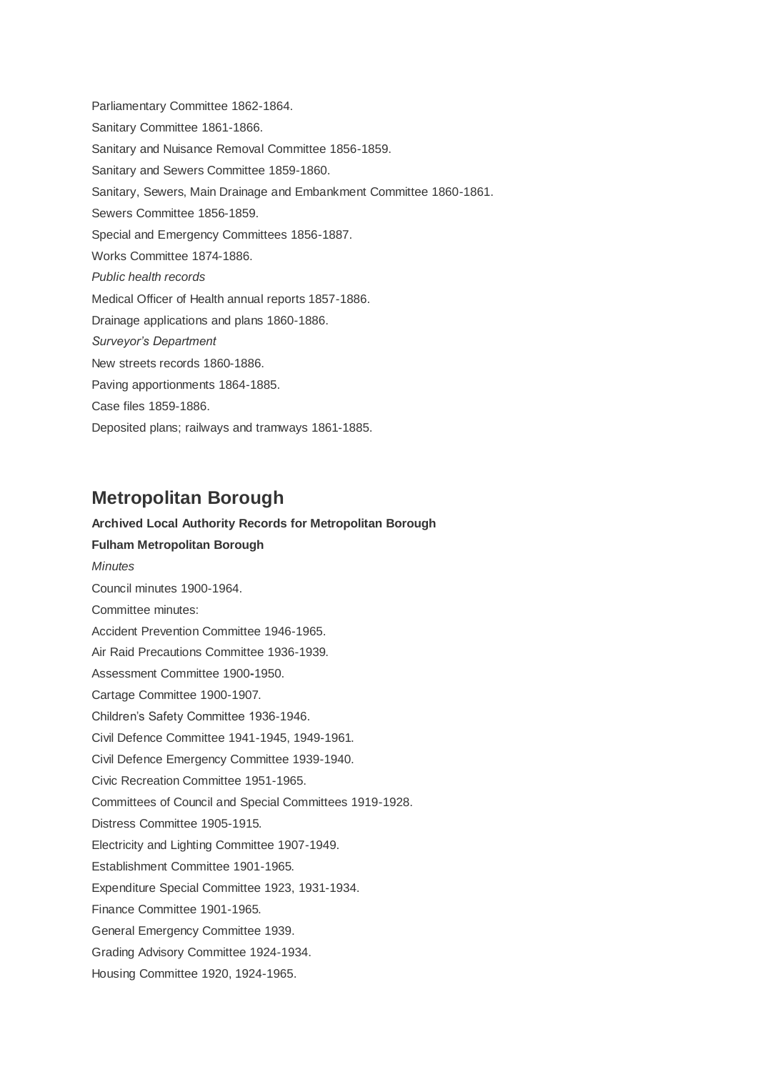Parliamentary Committee 1862-1864.

Sanitary Committee 1861-1866.

Sanitary and Nuisance Removal Committee 1856-1859.

Sanitary and Sewers Committee 1859-1860.

Sanitary, Sewers, Main Drainage and Embankment Committee 1860-1861.

Sewers Committee 1856-1859.

Special and Emergency Committees 1856-1887.

Works Committee 1874-1886.

*Public health records*

Medical Officer of Health annual reports 1857-1886.

Drainage applications and plans 1860-1886.

*Surveyor's Department*

New streets records 1860-1886.

Paving apportionments 1864-1885.

Case files 1859-1886.

Deposited plans; railways and tramways 1861-1885.

## Metropolitan Borough

**Archived Local Authority Records for Metropolitan Borough**

**Fulham Metropolitan Borough**

*Minutes*

Council minutes 1900-1964.

Committee minutes:

Accident Prevention Committee 1946-1965.

Air Raid Precautions Committee 1936-1939.

Assessment Committee 1900-1950.

Cartage Committee 1900-1907.

Children's Safety Committee 1936-1946.

Civil Defence Committee 1941-1945, 1949-1961.

Civil Defence Emergency Committee 1939-1940.

Civic Recreation Committee 1951-1965.

Committees of Council and Special Committees 1919-1928.

Distress Committee 1905-1915.

Electricity and Lighting Committee 1907-1949.

Establishment Committee 1901-1965.

Expenditure Special Committee 1923, 1931-1934.

Finance Committee 1901-1965.

General Emergency Committee 1939.

Grading Advisory Committee 1924-1934.

Housing Committee 1920, 1924-1965.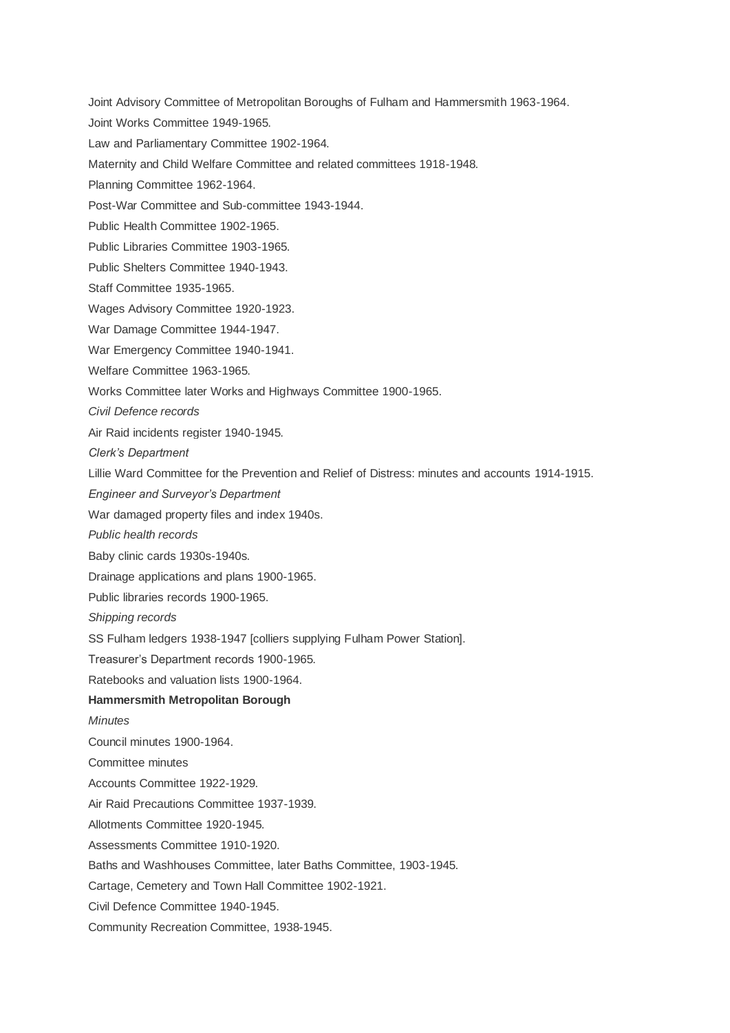Joint Advisory Committee of Metropolitan Boroughs of Fulham and Hammersmith 1963-1964.

Joint Works Committee 1949-1965.

Law and Parliamentary Committee 1902-1964.

Maternity and Child Welfare Committee and related committees 1918-1948.

Planning Committee 1962-1964.

Post-War Committee and Sub-committee 1943-1944.

Public Health Committee 1902-1965.

Public Libraries Committee 1903-1965.

Public Shelters Committee 1940-1943.

Staff Committee 1935-1965.

Wages Advisory Committee 1920-1923.

War Damage Committee 1944-1947.

War Emergency Committee 1940-1941.

Welfare Committee 1963-1965.

Works Committee later Works and Highways Committee 1900-1965.

*Civil Defence records*

Air Raid incidents register 1940-1945.

*Clerk's Department*

Lillie Ward Committee for the Prevention and Relief of Distress: minutes and accounts 1914-1915.

*Engineer and Surveyor's Department*

War damaged property files and index 1940s.

*Public health records*

Baby clinic cards 1930s-1940s.

Drainage applications and plans 1900-1965.

Public libraries records 1900-1965.

*Shipping records*

SS Fulham ledgers 1938-1947 [colliers supplying Fulham Power Station].

Treasurer's Department records 1900-1965.

Ratebooks and valuation lists 1900-1964.

**Hammersmith Metropolitan Borough**

*Minutes*

Council minutes 1900-1964.

Committee minutes

Accounts Committee 1922-1929.

Air Raid Precautions Committee 1937-1939.

Allotments Committee 1920-1945.

Assessments Committee 1910-1920.

Baths and Washhouses Committee, later Baths Committee, 1903-1945.

Cartage, Cemetery and Town Hall Committee 1902-1921.

Civil Defence Committee 1940-1945.

Community Recreation Committee, 1938-1945.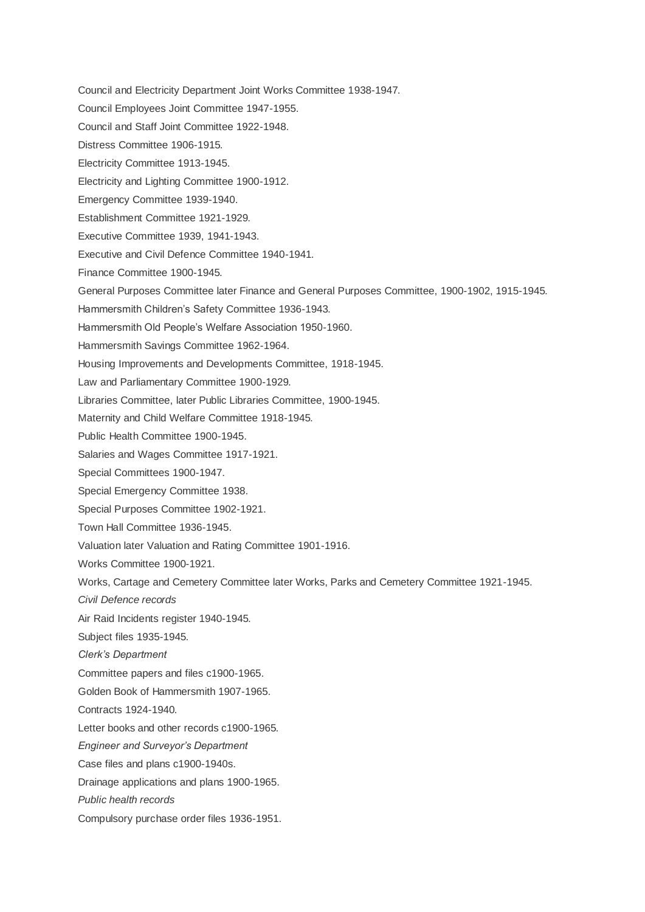Council and Electricity Department Joint Works Committee 1938-1947.

Council Employees Joint Committee 1947-1955.

Council and Staff Joint Committee 1922-1948.

Distress Committee 1906-1915.

Electricity Committee 1913-1945.

Electricity and Lighting Committee 1900-1912.

Emergency Committee 1939-1940.

Establishment Committee 1921-1929.

Executive Committee 1939, 1941-1943.

Executive and Civil Defence Committee 1940-1941.

Finance Committee 1900-1945.

General Purposes Committee later Finance and General Purposes Committee, 1900-1902, 1915-1945.

Hammersmith Children's Safety Committee 1936-1943.

Hammersmith Old People's Welfare Association 1950-1960.

Hammersmith Savings Committee 1962-1964.

Housing Improvements and Developments Committee, 1918-1945.

Law and Parliamentary Committee 1900-1929.

Libraries Committee, later Public Libraries Committee, 1900-1945.

Maternity and Child Welfare Committee 1918-1945.

Public Health Committee 1900-1945.

Salaries and Wages Committee 1917-1921.

Special Committees 1900-1947.

Special Emergency Committee 1938.

Special Purposes Committee 1902-1921.

Town Hall Committee 1936-1945.

Valuation later Valuation and Rating Committee 1901-1916.

Works Committee 1900-1921.

Works, Cartage and Cemetery Committee later Works, Parks and Cemetery Committee 1921-1945.

*Civil Defence records*

Air Raid Incidents register 1940-1945.

Subject files 1935-1945.

*Clerk's Department*

Committee papers and files c1900-1965.

Golden Book of Hammersmith 1907-1965.

Contracts 1924-1940.

Letter books and other records c1900-1965.

*Engineer and Surveyor's Department*

Case files and plans c1900-1940s.

Drainage applications and plans 1900-1965.

*Public health records*

Compulsory purchase order files 1936-1951.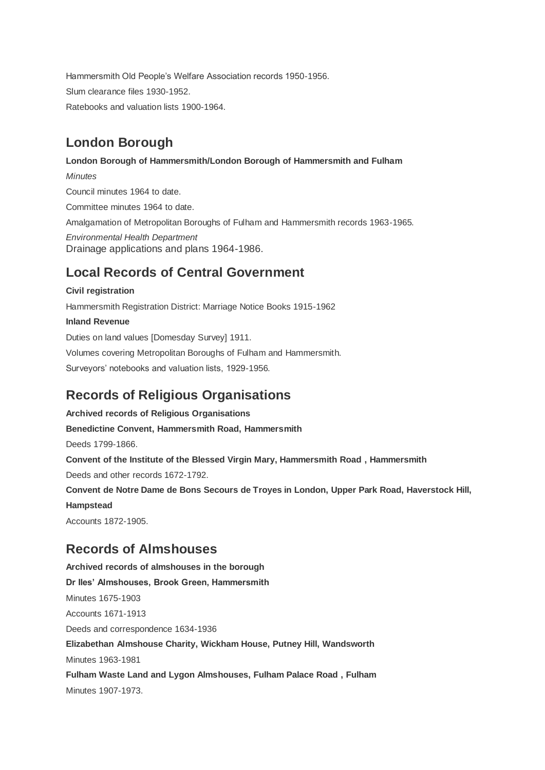Hammersmith Old People's Welfare Association records 1950-1956.

Slum clearance files 1930-1952.

Ratebooks and valuation lists 1900-1964.

## London Borough

**London Borough of Hammersmith/London Borough of Hammersmith and Fulham**

*Minutes*

Council minutes 1964 to date.

Committee minutes 1964 to date.

Amalgamation of Metropolitan Boroughs of Fulham and Hammersmith records 1963-1965.

*Environmental Health Department*

Drainage applications and plans 1964-1986.

## Local Records of Central Government

**Civil registration**

Hammersmith Registration District: Marriage Notice Books 1915-1962

**Inland Revenue**

Duties on land values [Domesday Survey] 1911.

Volumes covering Metropolitan Boroughs of Fulham and Hammersmith.

Surveyors' notebooks and valuation lists, 1929-1956.

## Records of Religious Organisations

**Archived records of Religious Organisations**

**Benedictine Convent, Hammersmith Road, Hammersmith**

Deeds 1799-1866.

**Convent of the Institute of the Blessed Virgin Mary, Hammersmith Road , Hammersmith**

Deeds and other records 1672-1792.

**Convent de Notre Dame de Bons Secours de Troyes in London, Upper Park Road, Haverstock Hill, Hampstead**

Accounts 1872-1905.

## Records of Almshouses

**Archived records of almshouses in the borough**

**Dr Iles' Almshouses, Brook Green, Hammersmith**

Minutes 1675-1903

Accounts 1671-1913

Deeds and correspondence 1634-1936

**Elizabethan Almshouse Charity, Wickham House, Putney Hill, Wandsworth**

Minutes 1963-1981

**Fulham Waste Land and Lygon Almshouses, Fulham Palace Road , Fulham**

Minutes 1907-1973.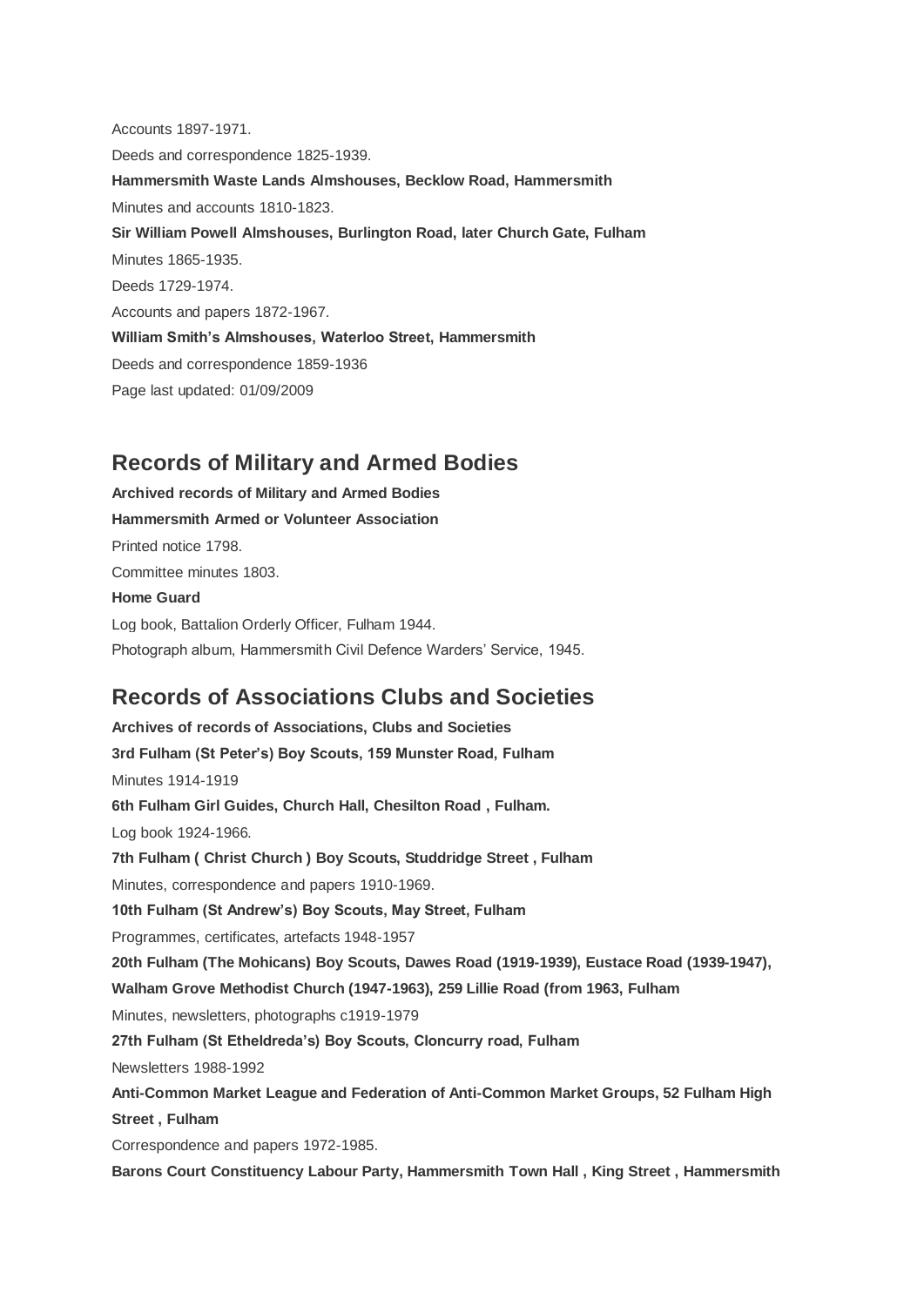Accounts 1897-1971.

Deeds and correspondence 1825-1939.

**Hammersmith Waste Lands Almshouses, Becklow Road, Hammersmith**

Minutes and accounts 1810-1823.

**Sir William Powell Almshouses, Burlington Road, later Church Gate, Fulham**

Minutes 1865-1935.

Deeds 1729-1974.

Accounts and papers 1872-1967.

**William Smith's Almshouses, Waterloo Street, Hammersmith**

Deeds and correspondence 1859-1936

Page last updated: 01/09/2009

## Records of Military and Armed Bodies

**Archived records of Military and Armed Bodies**

**Hammersmith Armed or Volunteer Association**

Printed notice 1798.

Committee minutes 1803.

**Home Guard**

Log book, Battalion Orderly Officer, Fulham 1944.

Photograph album, Hammersmith Civil Defence Warders' Service, 1945.

## Records of Associations Clubs and Societies

**Archives of records of Associations, Clubs and Societies**

**3rd Fulham (St Peter's) Boy Scouts, 159 Munster Road, Fulham**

Minutes 1914-1919

**6th Fulham Girl Guides, Church Hall, Chesilton Road , Fulham.**

Log book 1924-1966.

**7th Fulham ( Christ Church ) Boy Scouts, Studdridge Street , Fulham**

Minutes, correspondence and papers 1910-1969.

**10th Fulham (St Andrew's) Boy Scouts, May Street, Fulham**

Programmes, certificates, artefacts 1948-1957

**20th Fulham (The Mohicans) Boy Scouts, Dawes Road (1919-1939), Eustace Road (1939-1947), Walham Grove Methodist Church (1947-1963), 259 Lillie Road (from 1963, Fulham**

Minutes, newsletters, photographs c1919-1979

**27th Fulham (St Etheldreda's) Boy Scouts, Cloncurry road, Fulham**

Newsletters 1988-1992

**Anti-Common Market League and Federation of Anti-Common Market Groups, 52 Fulham High Street , Fulham**

Correspondence and papers 1972-1985.

**Barons Court Constituency Labour Party, Hammersmith Town Hall , King Street , Hammersmith**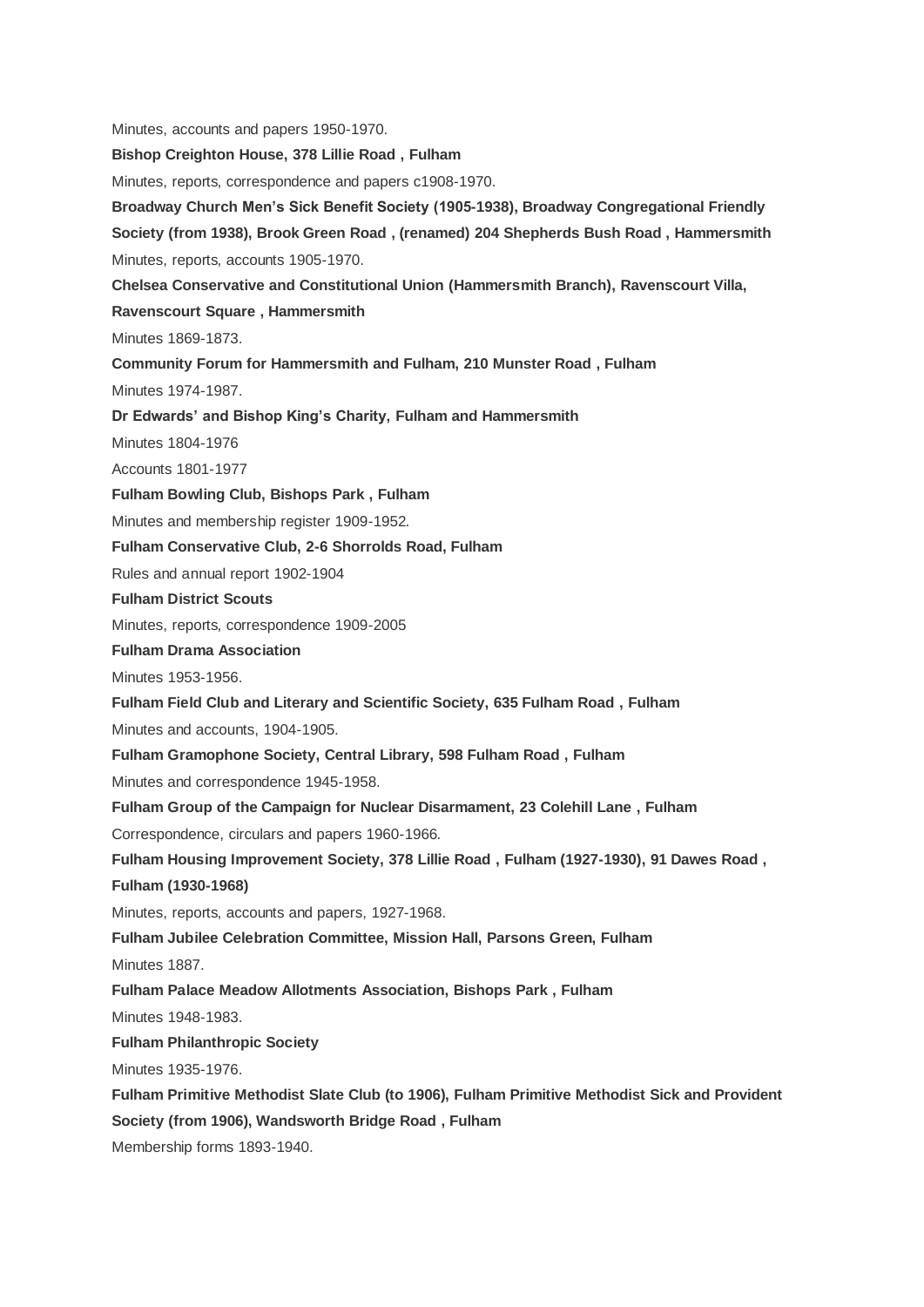Minutes, accounts and papers 1950-1970.

**Bishop Creighton House, 378 Lillie Road , Fulham**

Minutes, reports, correspondence and papers c1908-1970.

**Broadway Church Men's Sick Benefit Society (1905-1938), Broadway Congregational Friendly Society (from 1938), Brook Green Road , (renamed) 204 Shepherds Bush Road , Hammersmith**

Minutes, reports, accounts 1905-1970.

**Chelsea Conservative and Constitutional Union (Hammersmith Branch), Ravenscourt Villa, Ravenscourt Square , Hammersmith**

Minutes 1869-1873.

**Community Forum for Hammersmith and Fulham, 210 Munster Road , Fulham**

Minutes 1974-1987.

**Dr Edwards' and Bishop King's Charity, Fulham and Hammersmith**

Minutes 1804-1976

Accounts 1801-1977

**Fulham Bowling Club, Bishops Park , Fulham**

Minutes and membership register 1909-1952.

**Fulham Conservative Club, 2-6 Shorrolds Road, Fulham**

Rules and annual report 1902-1904

**Fulham District Scouts**

Minutes, reports, correspondence 1909-2005

**Fulham Drama Association**

Minutes 1953-1956.

**Fulham Field Club and Literary and Scientific Society, 635 Fulham Road , Fulham**

Minutes and accounts, 1904-1905.

**Fulham Gramophone Society, Central Library, 598 Fulham Road , Fulham**

Minutes and correspondence 1945-1958.

**Fulham Group of the Campaign for Nuclear Disarmament, 23 Colehill Lane , Fulham**

Correspondence, circulars and papers 1960-1966.

**Fulham Housing Improvement Society, 378 Lillie Road , Fulham (1927-1930), 91 Dawes Road , Fulham (1930-1968)**

Minutes, reports, accounts and papers, 1927-1968.

**Fulham Jubilee Celebration Committee, Mission Hall, Parsons Green, Fulham**

Minutes 1887.

**Fulham Palace Meadow Allotments Association, Bishops Park , Fulham**

Minutes 1948-1983.

**Fulham Philanthropic Society**

Minutes 1935-1976.

**Fulham Primitive Methodist Slate Club (to 1906), Fulham Primitive Methodist Sick and Provident Society (from 1906), Wandsworth Bridge Road , Fulham**

Membership forms 1893-1940.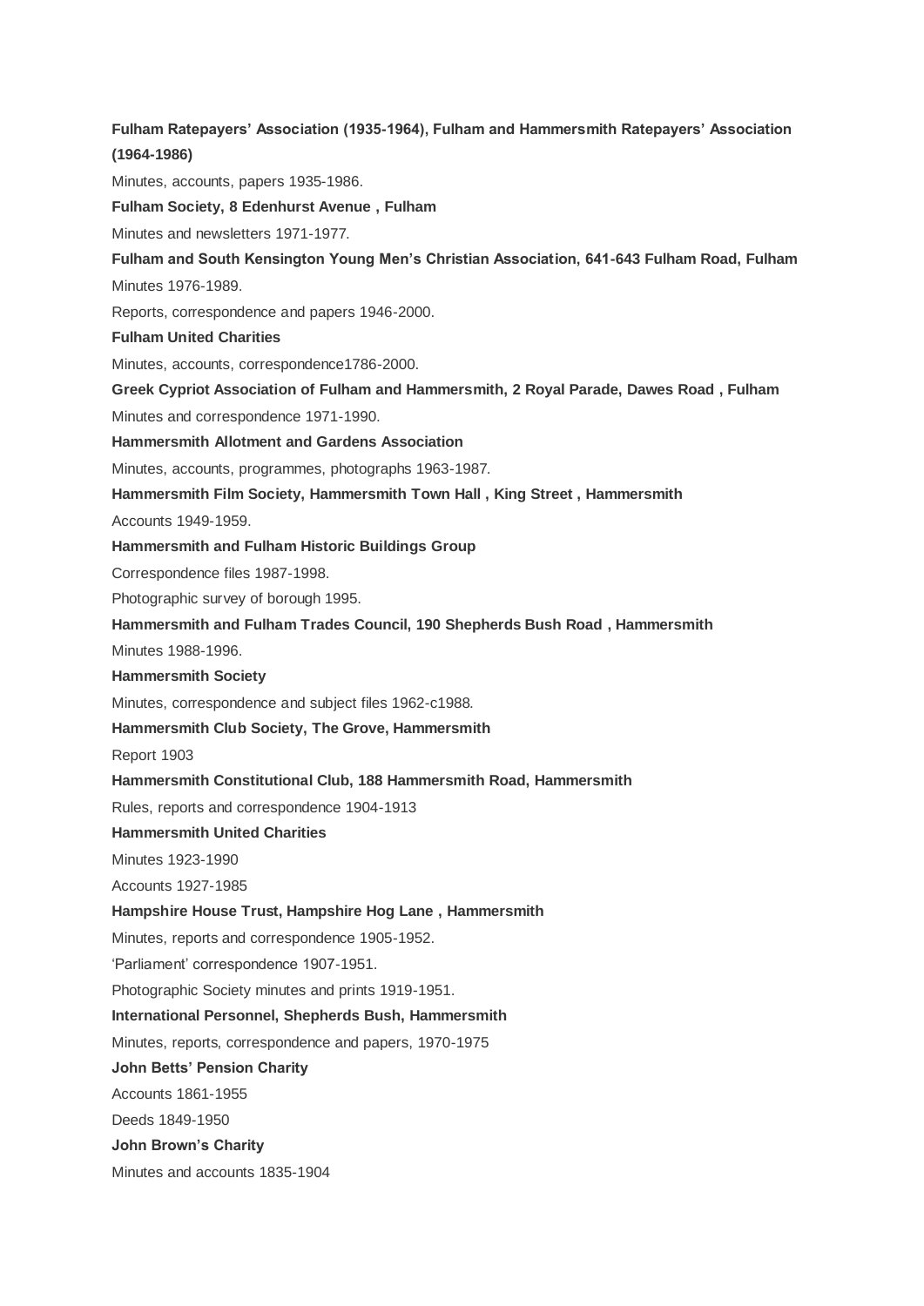**Fulham Ratepayers' Association (1935-1964), Fulham and Hammersmith Ratepayers' Association (1964-1986)**

Minutes, accounts, papers 1935-1986.

**Fulham Society, 8 Edenhurst Avenue , Fulham**

Minutes and newsletters 1971-1977.

**Fulham and South Kensington Young Men's Christian Association, 641-643 Fulham Road, Fulham**

Minutes 1976-1989.

Reports, correspondence and papers 1946-2000.

**Fulham United Charities**

Minutes, accounts, correspondence1786-2000.

**Greek Cypriot Association of Fulham and Hammersmith, 2 Royal Parade, Dawes Road , Fulham**

Minutes and correspondence 1971-1990.

**Hammersmith Allotment and Gardens Association**

Minutes, accounts, programmes, photographs 1963-1987.

**Hammersmith Film Society, Hammersmith Town Hall , King Street , Hammersmith**

Accounts 1949-1959.

**Hammersmith and Fulham Historic Buildings Group**

Correspondence files 1987-1998.

Photographic survey of borough 1995.

**Hammersmith and Fulham Trades Council, 190 Shepherds Bush Road , Hammersmith**

Minutes 1988-1996.

**Hammersmith Society**

Minutes, correspondence and subject files 1962-c1988.

**Hammersmith Club Society, The Grove, Hammersmith**

Report 1903

**Hammersmith Constitutional Club, 188 Hammersmith Road, Hammersmith**

Rules, reports and correspondence 1904-1913

**Hammersmith United Charities**

Minutes 1923-1990

Accounts 1927-1985

**Hampshire House Trust, Hampshire Hog Lane , Hammersmith**

Minutes, reports and correspondence 1905-1952.

'Parliament' correspondence 1907-1951.

Photographic Society minutes and prints 1919-1951.

**International Personnel, Shepherds Bush, Hammersmith**

Minutes, reports, correspondence and papers, 1970-1975

**John Betts' Pension Charity**

Accounts 1861-1955

Deeds 1849-1950

**John Brown's Charity**

Minutes and accounts 1835-1904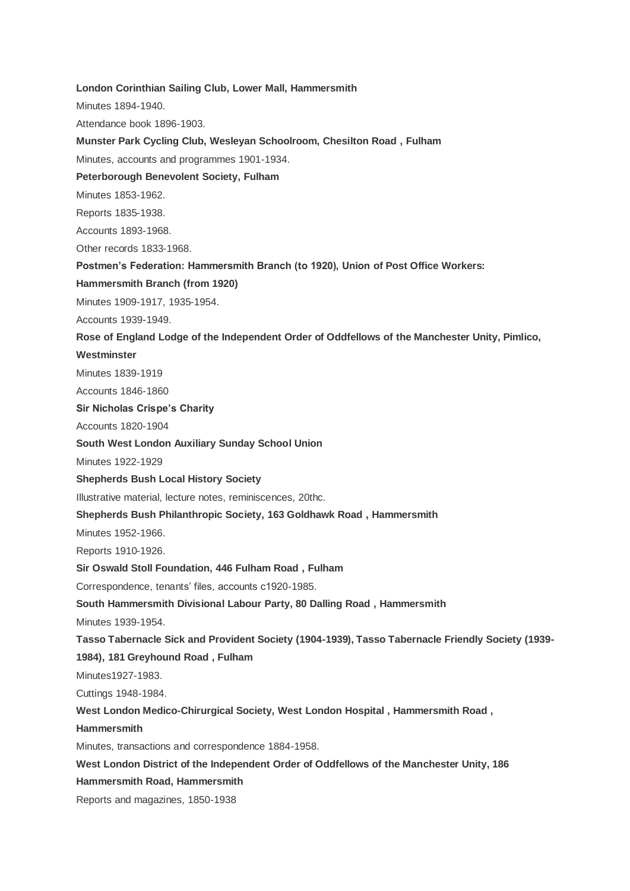**London Corinthian Sailing Club, Lower Mall, Hammersmith**

Minutes 1894-1940.

Attendance book 1896-1903.

**Munster Park Cycling Club, Wesleyan Schoolroom, Chesilton Road , Fulham**

Minutes, accounts and programmes 1901-1934.

**Peterborough Benevolent Society, Fulham**

Minutes 1853-1962.

Reports 1835-1938.

Accounts 1893-1968.

Other records 1833-1968.

**Postmen's Federation: Hammersmith Branch (to 1920), Union of Post Office Workers: Hammersmith Branch (from 1920)**

Minutes 1909-1917, 1935-1954.

Accounts 1939-1949.

**Rose of England Lodge of the Independent Order of Oddfellows of the Manchester Unity, Pimlico, Westminster**

Minutes 1839-1919

Accounts 1846-1860

**Sir Nicholas Crispe's Charity**

Accounts 1820-1904

**South West London Auxiliary Sunday School Union**

Minutes 1922-1929

**Shepherds Bush Local History Society**

Illustrative material, lecture notes, reminiscences, 20thc.

**Shepherds Bush Philanthropic Society, 163 Goldhawk Road , Hammersmith**

Minutes 1952-1966.

Reports 1910-1926.

**Sir Oswald Stoll Foundation, 446 Fulham Road , Fulham**

Correspondence, tenants' files, accounts c1920-1985.

**South Hammersmith Divisional Labour Party, 80 Dalling Road , Hammersmith**

Minutes 1939-1954.

**Tasso Tabernacle Sick and Provident Society (1904-1939), Tasso Tabernacle Friendly Society (1939-1984), 181 Greyhound Road , Fulham**

Minutes1927-1983.

Cuttings 1948-1984.

**West London Medico-Chirurgical Society, West London Hospital , Hammersmith Road , Hammersmith**

Minutes, transactions and correspondence 1884-1958.

**West London District of the Independent Order of Oddfellows of the Manchester Unity, 186 Hammersmith Road, Hammersmith**

Reports and magazines, 1850-1938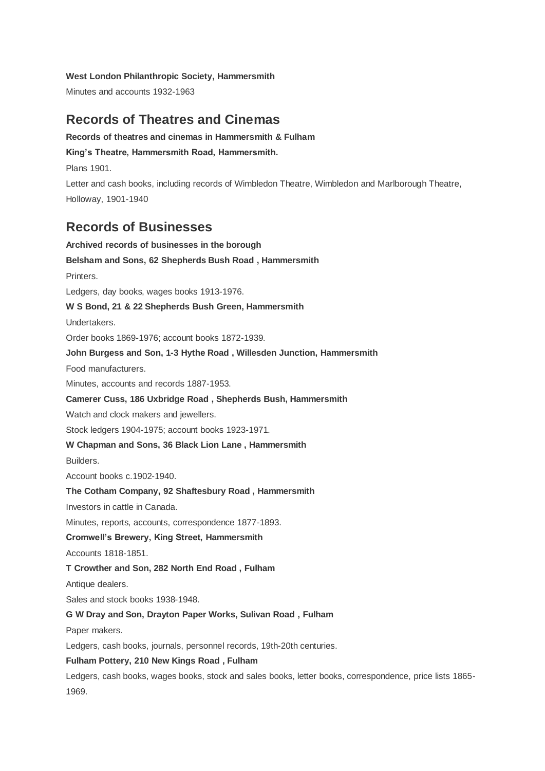**West London Philanthropic Society, Hammersmith**

Minutes and accounts 1932-1963

## Records of Theatres and Cinemas

**Records of theatres and cinemas in Hammersmith & Fulham**

**King's Theatre, Hammersmith Road, Hammersmith.**

Plans 1901.

Letter and cash books, including records of Wimbledon Theatre, Wimbledon and Marlborough Theatre, Holloway, 1901-1940

## Records of Businesses

**Archived records of businesses in the borough**

**Belsham and Sons, 62 Shepherds Bush Road , Hammersmith**

Printers.

Ledgers, day books, wages books 1913-1976.

**W S Bond, 21 & 22 Shepherds Bush Green, Hammersmith**

Undertakers.

Order books 1869-1976; account books 1872-1939.

**John Burgess and Son, 1-3 Hythe Road , Willesden Junction, Hammersmith**

Food manufacturers.

Minutes, accounts and records 1887-1953.

**Camerer Cuss, 186 Uxbridge Road , Shepherds Bush, Hammersmith**

Watch and clock makers and jewellers.

Stock ledgers 1904-1975; account books 1923-1971.

**W Chapman and Sons, 36 Black Lion Lane , Hammersmith**

Builders.

Account books c.1902-1940.

**The Cotham Company, 92 Shaftesbury Road , Hammersmith**

Investors in cattle in Canada.

Minutes, reports, accounts, correspondence 1877-1893.

**Cromwell's Brewery, King Street, Hammersmith**

Accounts 1818-1851.

**T Crowther and Son, 282 North End Road , Fulham**

Antique dealers.

Sales and stock books 1938-1948.

**G W Dray and Son, Drayton Paper Works, Sulivan Road , Fulham**

Paper makers.

Ledgers, cash books, journals, personnel records, 19th-20th centuries.

**Fulham Pottery, 210 New Kings Road , Fulham**

Ledgers, cash books, wages books, stock and sales books, letter books, correspondence, price lists 1865-1969.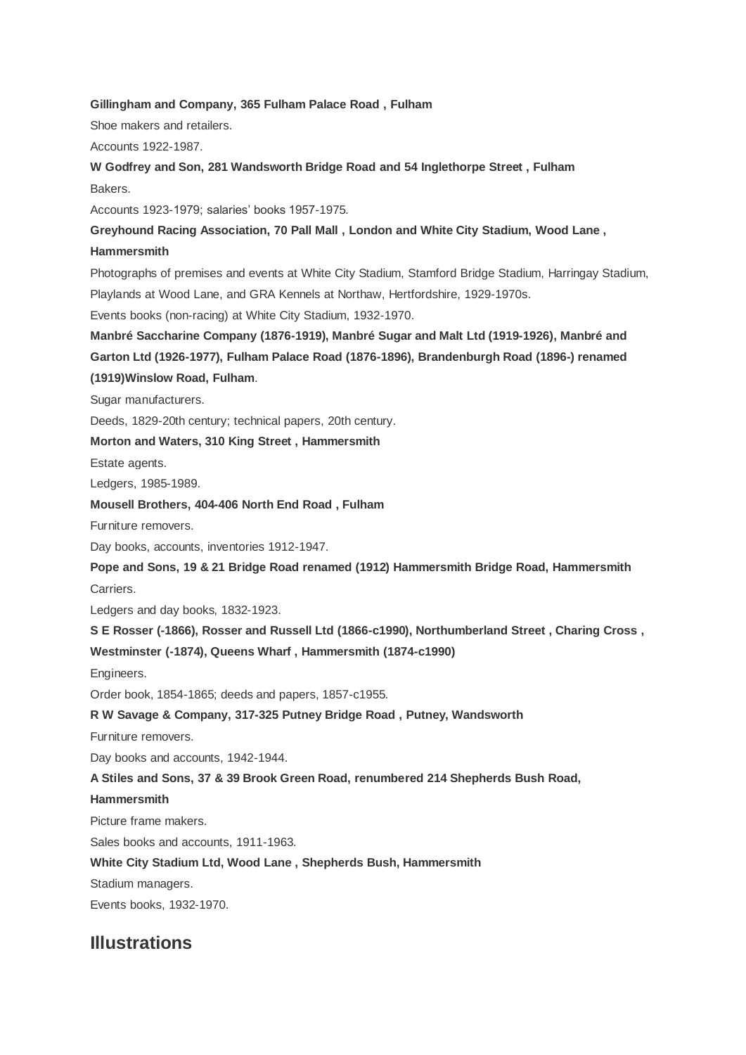**Gillingham and Company, 365 Fulham Palace Road , Fulham**

Shoe makers and retailers.

Accounts 1922-1987.

**W Godfrey and Son, 281 Wandsworth Bridge Road and 54 Inglethorpe Street , Fulham**

Bakers.

Accounts 1923-1979; salaries' books 1957-1975.

**Greyhound Racing Association, 70 Pall Mall , London and White City Stadium, Wood Lane , Hammersmith**

Photographs of premises and events at White City Stadium, Stamford Bridge Stadium, Harringay Stadium, Playlands at Wood Lane, and GRA Kennels at Northaw, Hertfordshire, 1929-1970s.

Events books (non-racing) at White City Stadium, 1932-1970.

**Manbré Saccharine Company (1876-1919), Manbré Sugar and Malt Ltd (1919-1926), Manbré and Garton Ltd (1926-1977), Fulham Palace Road (1876-1896), Brandenburgh Road (1896-) renamed (1919)Winslow Road, Fulham**.

Sugar manufacturers.

Deeds, 1829-20th century; technical papers, 20th century.

**Morton and Waters, 310 King Street , Hammersmith**

Estate agents.

Ledgers, 1985-1989.

**Mousell Brothers, 404-406 North End Road , Fulham**

Furniture removers.

Day books, accounts, inventories 1912-1947.

**Pope and Sons, 19 & 21 Bridge Road renamed (1912) Hammersmith Bridge Road, Hammersmith**

Carriers.

Ledgers and day books, 1832-1923.

**S E Rosser (-1866), Rosser and Russell Ltd (1866-c1990), Northumberland Street , Charing Cross , Westminster (-1874), Queens Wharf , Hammersmith (1874-c1990)**

Engineers.

Order book, 1854-1865; deeds and papers, 1857-c1955.

**R W Savage & Company, 317-325 Putney Bridge Road , Putney, Wandsworth**

Furniture removers.

Day books and accounts, 1942-1944.

**A Stiles and Sons, 37 & 39 Brook Green Road, renumbered 214 Shepherds Bush Road, Hammersmith**

Picture frame makers.

Sales books and accounts, 1911-1963.

**White City Stadium Ltd, Wood Lane , Shepherds Bush, Hammersmith**

Stadium managers.

Events books, 1932-1970.

## Illustrations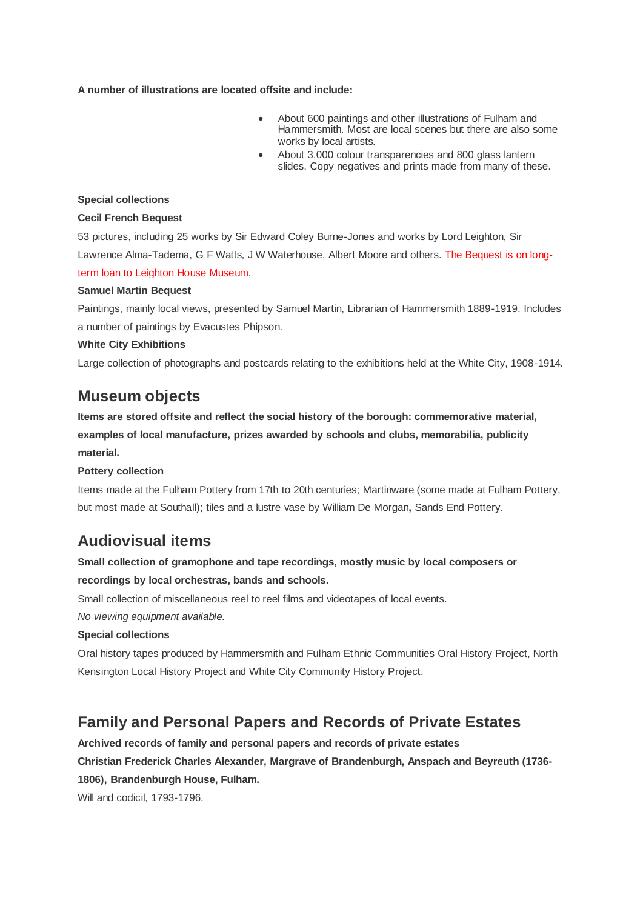**A number of illustrations are located offsite and include:**

- About 600 paintings and other illustrations of Fulham and Hammersmith. Most are local scenes but there are also some works by local artists.
- About 3,000 colour transparencies and 800 glass lantern slides. Copy negatives and prints made from many of these.

**Special collections**

**Cecil French Bequest**

53 pictures, including 25 works by Sir Edward Coley Burne-Jones and works by Lord Leighton, Sir Lawrence Alma-Tadema, G F Watts, J W Waterhouse, Albert Moore and others. The Bequest is on long-term loan to Leighton House Museum.

**Samuel Martin Bequest**

Paintings, mainly local views, presented by Samuel Martin, Librarian of Hammersmith 1889-1919. Includes a number of paintings by Evacustes Phipson.

**White City Exhibitions**

Large collection of photographs and postcards relating to the exhibitions held at the White City, 1908-1914.

## Museum objects

**Items are stored offsite and reflect the social history of the borough: commemorative material, examples of local manufacture, prizes awarded by schools and clubs, memorabilia, publicity material.**

**Pottery collection**

Items made at the Fulham Pottery from 17th to 20th centuries; Martinware (some made at Fulham Pottery, but most made at Southall); tiles and a lustre vase by William De Morgan**,** Sands End Pottery.

## Audiovisual items

**Small collection of gramophone and tape recordings, mostly music by local composers or recordings by local orchestras, bands and schools.**

Small collection of miscellaneous reel to reel films and videotapes of local events.

*No viewing equipment available.*

**Special collections**

Oral history tapes produced by Hammersmith and Fulham Ethnic Communities Oral History Project, North Kensington Local History Project and White City Community History Project.

## Family and Personal Papers and Records of Private Estates

**Archived records of family and personal papers and records of private estates**

**Christian Frederick Charles Alexander, Margrave of Brandenburgh, Anspach and Beyreuth (1736-1806), Brandenburgh House, Fulham.**

Will and codicil, 1793-1796.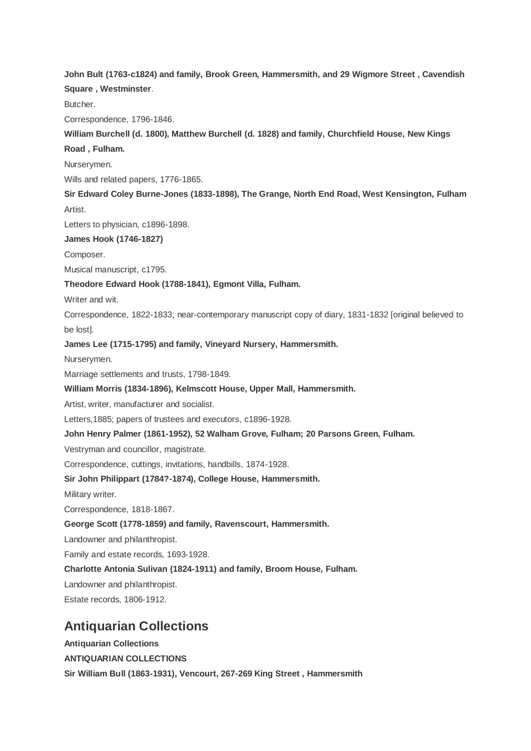**John Bult (1763-c1824) and family, Brook Green, Hammersmith, and 29 Wigmore Street , Cavendish Square , Westminster**.

Butcher.

Correspondence, 1796-1846.

**William Burchell (d. 1800), Matthew Burchell (d. 1828) and family, Churchfield House, New Kings Road , Fulham.**

Nurserymen.

Wills and related papers, 1776-1865.

**Sir Edward Coley Burne-Jones (1833-1898), The Grange, North End Road, West Kensington, Fulham**

Artist.

Letters to physician, c1896-1898.

**James Hook (1746-1827)**

Composer.

Musical manuscript, c1795.

**Theodore Edward Hook (1788-1841), Egmont Villa, Fulham.**

Writer and wit.

Correspondence, 1822-1833; near-contemporary manuscript copy of diary, 1831-1832 [original believed to be lost].

**James Lee (1715-1795) and family, Vineyard Nursery, Hammersmith.**

Nurserymen.

Marriage settlements and trusts, 1798-1849.

**William Morris (1834-1896), Kelmscott House, Upper Mall, Hammersmith.**

Artist, writer, manufacturer and socialist.

Letters,1885; papers of trustees and executors, c1896-1928.

**John Henry Palmer (1861-1952), 52 Walham Grove, Fulham; 20 Parsons Green, Fulham.**

Vestryman and councillor, magistrate.

Correspondence, cuttings, invitations, handbills, 1874-1928.

**Sir John Philippart (1784?-1874), College House, Hammersmith.**

Military writer.

Correspondence, 1818-1867.

**George Scott (1778-1859) and family, Ravenscourt, Hammersmith.**

Landowner and philanthropist.

Family and estate records, 1693-1928.

**Charlotte Antonia Sulivan (1824-1911) and family, Broom House, Fulham.**

Landowner and philanthropist.

Estate records, 1806-1912.

## Antiquarian Collections

**Antiquarian Collections**

**ANTIQUARIAN COLLECTIONS**

**Sir William Bull (1863-1931), Vencourt, 267-269 King Street , Hammersmith**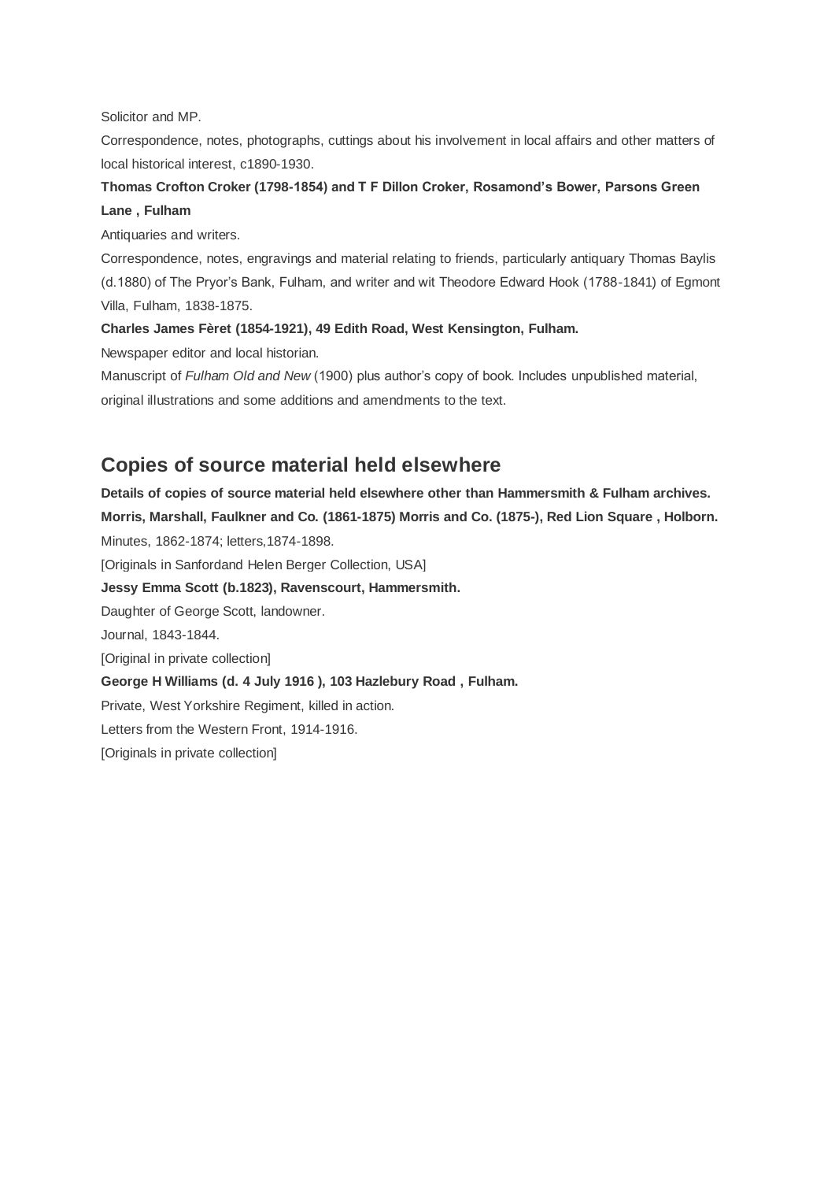Solicitor and MP.

Correspondence, notes, photographs, cuttings about his involvement in local affairs and other matters of local historical interest, c1890-1930.

**Thomas Crofton Croker (1798-1854) and T F Dillon Croker, Rosamond's Bower, Parsons Green Lane , Fulham**

Antiquaries and writers.

Correspondence, notes, engravings and material relating to friends, particularly antiquary Thomas Baylis (d.1880) of The Pryor's Bank, Fulham, and writer and wit Theodore Edward Hook (1788-1841) of Egmont Villa, Fulham, 1838-1875.

**Charles James Fèret (1854-1921), 49 Edith Road, West Kensington, Fulham.**

Newspaper editor and local historian.

Manuscript of *Fulham Old and New* (1900) plus author's copy of book. Includes unpublished material, original illustrations and some additions and amendments to the text.

## Copies of source material held elsewhere

**Details of copies of source material held elsewhere other than Hammersmith & Fulham archives.**

**Morris, Marshall, Faulkner and Co. (1861-1875) Morris and Co. (1875-), Red Lion Square , Holborn.**

Minutes, 1862-1874; letters,1874-1898.

[Originals in Sanfordand Helen Berger Collection, USA]

**Jessy Emma Scott (b.1823), Ravenscourt, Hammersmith.**

Daughter of George Scott, landowner.

Journal, 1843-1844.

[Original in private collection]

**George H Williams (d. 4 July 1916 ), 103 Hazlebury Road , Fulham.**

Private, West Yorkshire Regiment, killed in action.

Letters from the Western Front, 1914-1916.

[Originals in private collection]